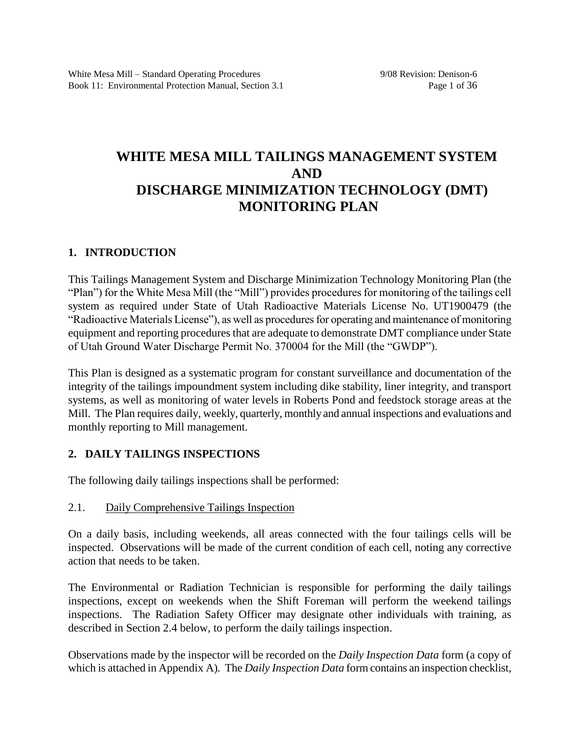# WHITE MESA MILL TAILINGS MANAGEMENT SYSTEM AND DISCHARGE MINIMIZATION TECHNOLOGY (DMT) MONITORING PLAN

## 1. INTRODUCTION

This Tailings Management System and Discharge Minimization Technology Monitoring Plan (the "Plan") for the White Mesa Mill (the "Mill") provides procedures for monitoring of the tailings cell system as required under State of Utah Radioactive Materials License No. UT1900479 (the "Radioactive Materials License"), as well as procedures for operating and maintenance of monitoring equipment and reporting procedures that are adequate to demonstrate DMT compliance under State of Utah Ground Water Discharge Permit No. 370004 for the Mill (the "GWDP").

This Plan is designed as a systematic program for constant surveillance and documentation of the integrity of the tailings impoundment system including dike stability, liner integrity, and transport systems, as well as monitoring of water levels in Roberts Pond and feedstock storage areas at the Mill. The Plan requires daily, weekly, quarterly, monthly and annual inspections and evaluations and monthly reporting to Mill management.

## 2. DAILY TAILINGS INSPECTIONS

The following daily tailings inspections shall be performed:

### 2.1. Daily Comprehensive Tailings Inspection

On a daily basis, including weekends, all areas connected with the four tailings cells will be inspected. Observations will be made of the current condition of each cell, noting any corrective action that needs to be taken.

The Environmental or Radiation Technician is responsible for performing the daily tailings inspections, except on weekends when the Shift Foreman will perform the weekend tailings inspections. The Radiation Safety Officer may designate other individuals with training, as described in Section 2.4 below, to perform the daily tailings inspection.

Observations made by the inspector will be recorded on the *Daily Inspection Data* form (a copy of which is attached in Appendix A). The *Daily Inspection Data* form contains an inspection checklist,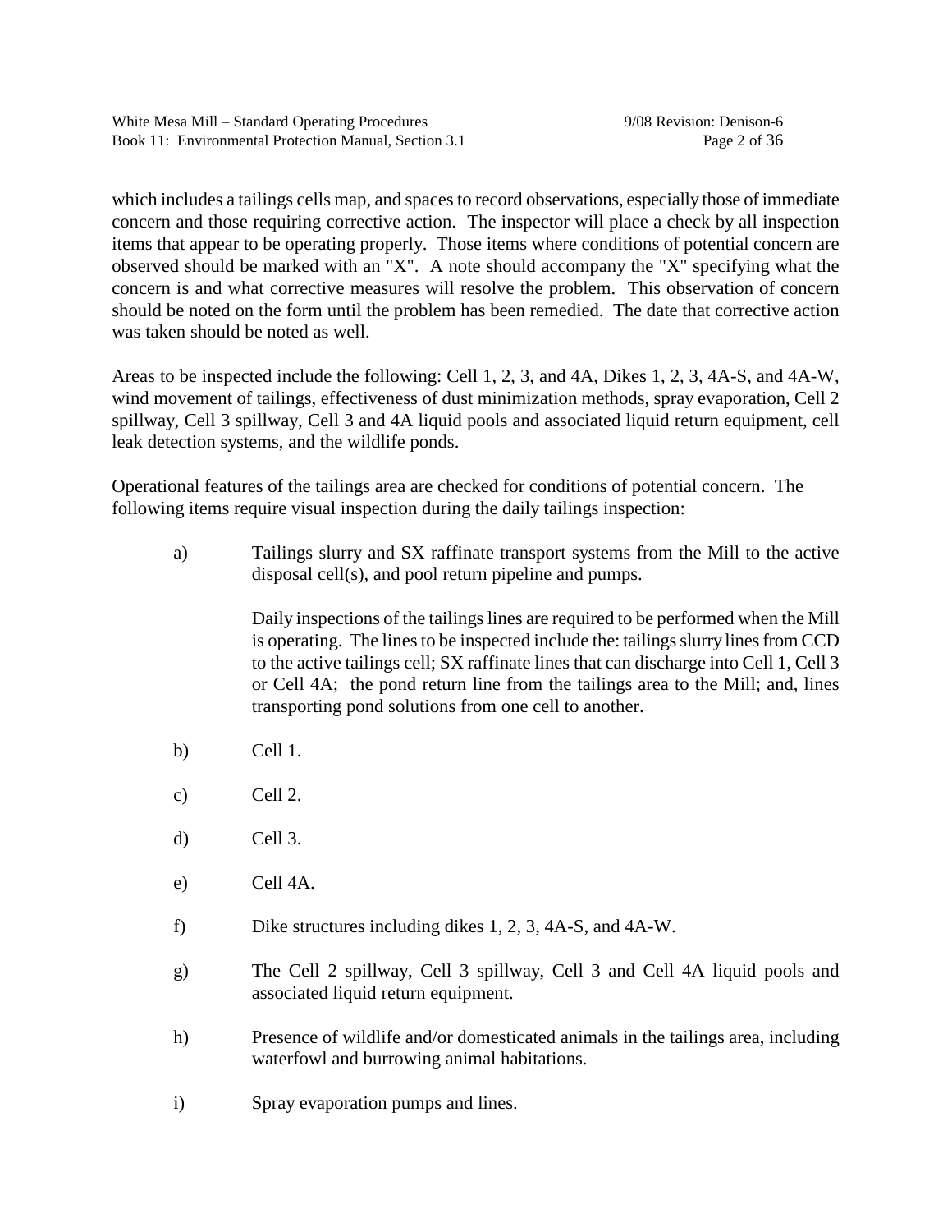which includes a tailings cells map, and spaces to record observations, especially those of immediate concern and those requiring corrective action. The inspector will place a check by all inspection items that appear to be operating properly. Those items where conditions of potential concern are observed should be marked with an "X". A note should accompany the "X" specifying what the concern is and what corrective measures will resolve the problem. This observation of concern should be noted on the form until the problem has been remedied. The date that corrective action was taken should be noted as well.

Areas to be inspected include the following: Cell 1, 2, 3, and 4A, Dikes 1, 2, 3, 4A-S, and 4A-W, wind movement of tailings, effectiveness of dust minimization methods, spray evaporation, Cell 2 spillway, Cell 3 spillway, Cell 3 and 4A liquid pools and associated liquid return equipment, cell leak detection systems, and the wildlife ponds.

Operational features of the tailings area are checked for conditions of potential concern. The following items require visual inspection during the daily tailings inspection:

a) Tailings slurry and SX raffinate transport systems from the Mill to the active disposal cell(s), and pool return pipeline and pumps.

   Daily inspections of the tailings lines are required to be performed when the Mill is operating. The lines to be inspected include the: tailings slurry lines from CCD to the active tailings cell; SX raffinate lines that can discharge into Cell 1, Cell 3 or Cell 4A; the pond return line from the tailings area to the Mill; and, lines transporting pond solutions from one cell to another.

b) Cell 1.

c) Cell 2.

d) Cell 3.

e) Cell 4A.

f) Dike structures including dikes 1, 2, 3, 4A-S, and 4A-W.

g) The Cell 2 spillway, Cell 3 spillway, Cell 3 and Cell 4A liquid pools and associated liquid return equipment.

h) Presence of wildlife and/or domesticated animals in the tailings area, including waterfowl and burrowing animal habitations.

i) Spray evaporation pumps and lines.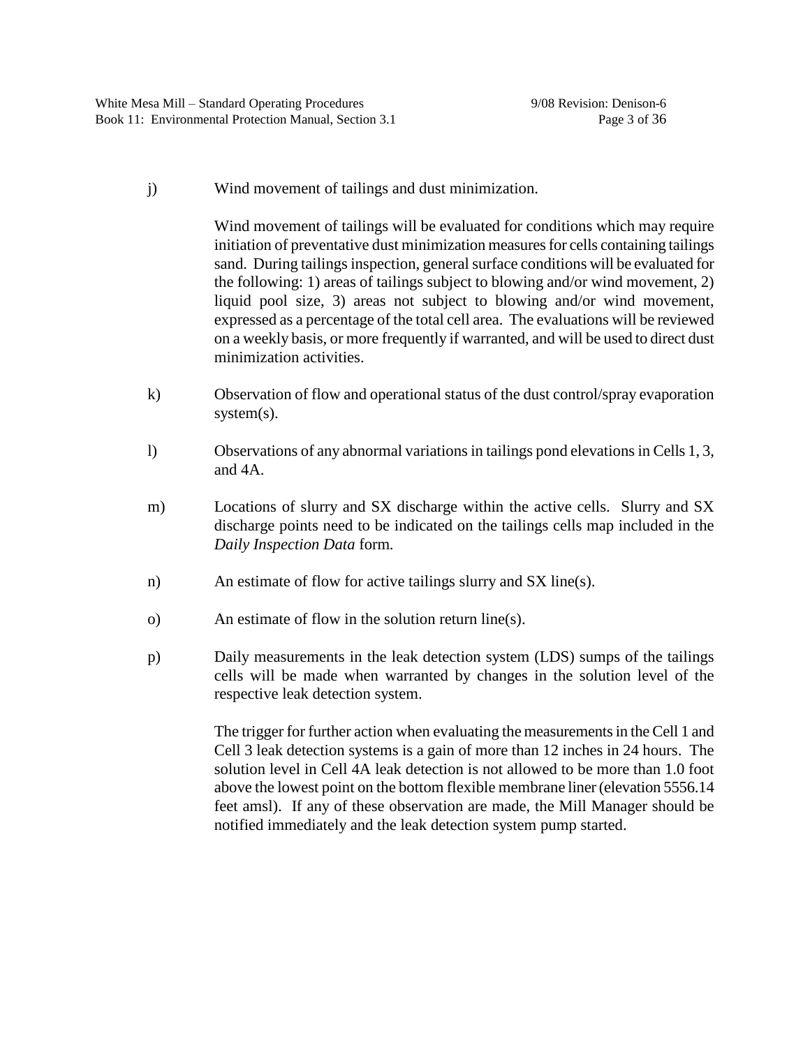j) Wind movement of tailings and dust minimization.

Wind movement of tailings will be evaluated for conditions which may require initiation of preventative dust minimization measures for cells containing tailings sand. During tailings inspection, general surface conditions will be evaluated for the following: 1) areas of tailings subject to blowing and/or wind movement, 2) liquid pool size, 3) areas not subject to blowing and/or wind movement, expressed as a percentage of the total cell area. The evaluations will be reviewed on a weekly basis, or more frequently if warranted, and will be used to direct dust minimization activities.

k) Observation of flow and operational status of the dust control/spray evaporation system(s).

l) Observations of any abnormal variations in tailings pond elevations in Cells 1, 3, and 4A.

m) Locations of slurry and SX discharge within the active cells. Slurry and SX discharge points need to be indicated on the tailings cells map included in the *Daily Inspection Data* form.

n) An estimate of flow for active tailings slurry and SX line(s).

o) An estimate of flow in the solution return line(s).

p) Daily measurements in the leak detection system (LDS) sumps of the tailings cells will be made when warranted by changes in the solution level of the respective leak detection system.

The trigger for further action when evaluating the measurements in the Cell 1 and Cell 3 leak detection systems is a gain of more than 12 inches in 24 hours. The solution level in Cell 4A leak detection is not allowed to be more than 1.0 foot above the lowest point on the bottom flexible membrane liner (elevation 5556.14 feet amsl). If any of these observation are made, the Mill Manager should be notified immediately and the leak detection system pump started.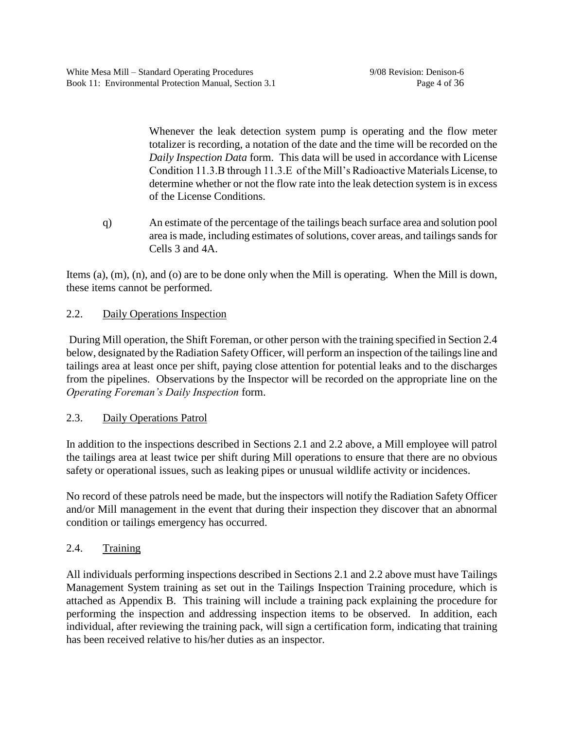Whenever the leak detection system pump is operating and the flow meter totalizer is recording, a notation of the date and the time will be recorded on the *Daily Inspection Data* form. This data will be used in accordance with License Condition 11.3.B through 11.3.E of the Mill's Radioactive Materials License, to determine whether or not the flow rate into the leak detection system is in excess of the License Conditions.

q) An estimate of the percentage of the tailings beach surface area and solution pool area is made, including estimates of solutions, cover areas, and tailings sands for Cells 3 and 4A.

Items (a), (m), (n), and (o) are to be done only when the Mill is operating. When the Mill is down, these items cannot be performed.

## 2.2. Daily Operations Inspection

During Mill operation, the Shift Foreman, or other person with the training specified in Section 2.4 below, designated by the Radiation Safety Officer, will perform an inspection of the tailings line and tailings area at least once per shift, paying close attention for potential leaks and to the discharges from the pipelines. Observations by the Inspector will be recorded on the appropriate line on the *Operating Foreman's Daily Inspection* form.

## 2.3. Daily Operations Patrol

In addition to the inspections described in Sections 2.1 and 2.2 above, a Mill employee will patrol the tailings area at least twice per shift during Mill operations to ensure that there are no obvious safety or operational issues, such as leaking pipes or unusual wildlife activity or incidences.

No record of these patrols need be made, but the inspectors will notify the Radiation Safety Officer and/or Mill management in the event that during their inspection they discover that an abnormal condition or tailings emergency has occurred.

## 2.4. Training

All individuals performing inspections described in Sections 2.1 and 2.2 above must have Tailings Management System training as set out in the Tailings Inspection Training procedure, which is attached as Appendix B. This training will include a training pack explaining the procedure for performing the inspection and addressing inspection items to be observed. In addition, each individual, after reviewing the training pack, will sign a certification form, indicating that training has been received relative to his/her duties as an inspector.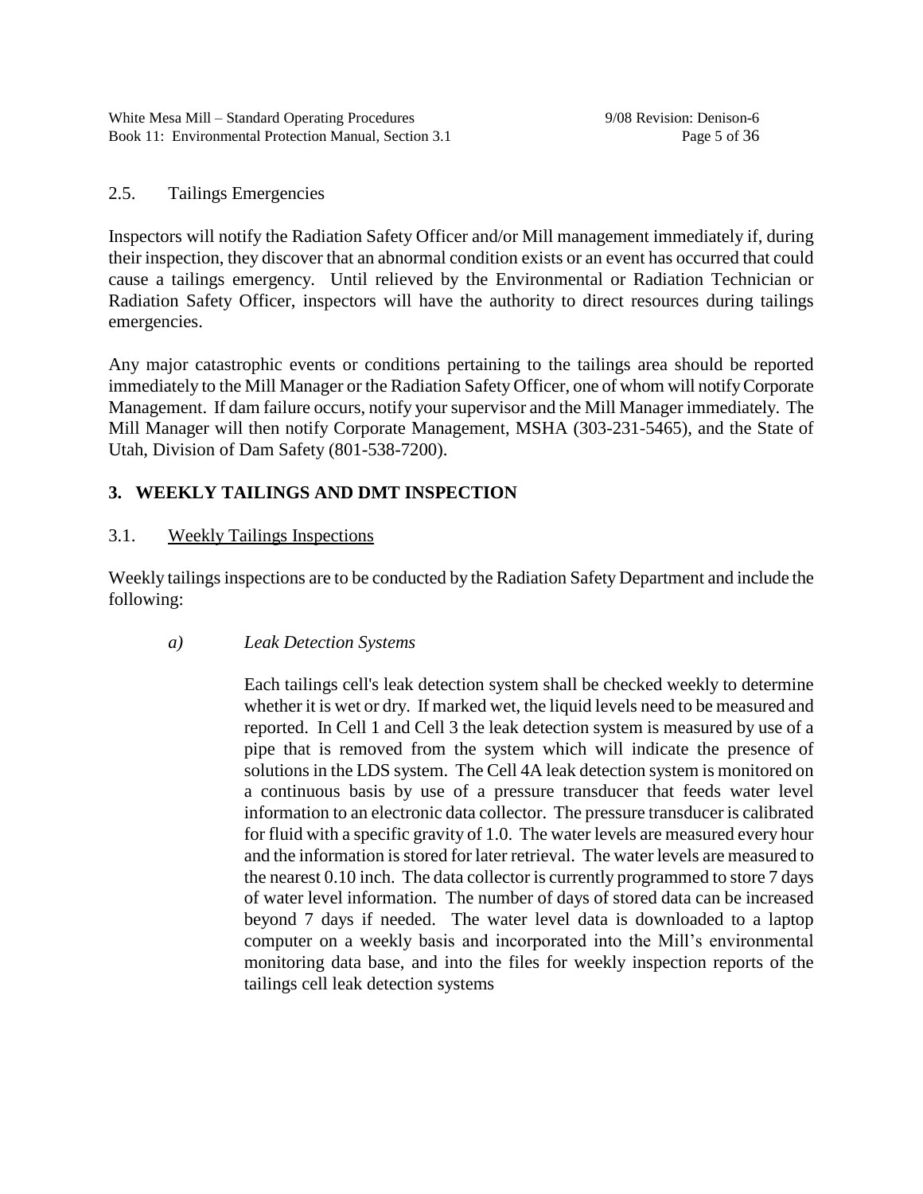### 2.5. Tailings Emergencies

Inspectors will notify the Radiation Safety Officer and/or Mill management immediately if, during their inspection, they discover that an abnormal condition exists or an event has occurred that could cause a tailings emergency. Until relieved by the Environmental or Radiation Technician or Radiation Safety Officer, inspectors will have the authority to direct resources during tailings emergencies.

Any major catastrophic events or conditions pertaining to the tailings area should be reported immediately to the Mill Manager or the Radiation Safety Officer, one of whom will notify Corporate Management. If dam failure occurs, notify your supervisor and the Mill Manager immediately. The Mill Manager will then notify Corporate Management, MSHA (303-231-5465), and the State of Utah, Division of Dam Safety (801-538-7200).

## 3. WEEKLY TAILINGS AND DMT INSPECTION

### 3.1. Weekly Tailings Inspections

Weekly tailings inspections are to be conducted by the Radiation Safety Department and include the following:

*a) Leak Detection Systems*

Each tailings cell's leak detection system shall be checked weekly to determine whether it is wet or dry. If marked wet, the liquid levels need to be measured and reported. In Cell 1 and Cell 3 the leak detection system is measured by use of a pipe that is removed from the system which will indicate the presence of solutions in the LDS system. The Cell 4A leak detection system is monitored on a continuous basis by use of a pressure transducer that feeds water level information to an electronic data collector. The pressure transducer is calibrated for fluid with a specific gravity of 1.0. The water levels are measured every hour and the information is stored for later retrieval. The water levels are measured to the nearest 0.10 inch. The data collector is currently programmed to store 7 days of water level information. The number of days of stored data can be increased beyond 7 days if needed. The water level data is downloaded to a laptop computer on a weekly basis and incorporated into the Mill's environmental monitoring data base, and into the files for weekly inspection reports of the tailings cell leak detection systems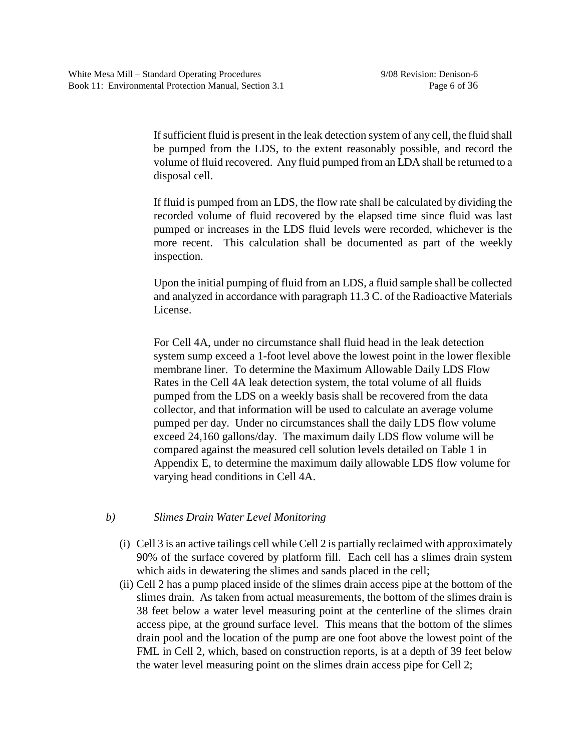If sufficient fluid is present in the leak detection system of any cell, the fluid shall be pumped from the LDS, to the extent reasonably possible, and record the volume of fluid recovered. Any fluid pumped from an LDA shall be returned to a disposal cell.

If fluid is pumped from an LDS, the flow rate shall be calculated by dividing the recorded volume of fluid recovered by the elapsed time since fluid was last pumped or increases in the LDS fluid levels were recorded, whichever is the more recent. This calculation shall be documented as part of the weekly inspection.

Upon the initial pumping of fluid from an LDS, a fluid sample shall be collected and analyzed in accordance with paragraph 11.3 C. of the Radioactive Materials License.

For Cell 4A, under no circumstance shall fluid head in the leak detection system sump exceed a 1-foot level above the lowest point in the lower flexible membrane liner. To determine the Maximum Allowable Daily LDS Flow Rates in the Cell 4A leak detection system, the total volume of all fluids pumped from the LDS on a weekly basis shall be recovered from the data collector, and that information will be used to calculate an average volume pumped per day. Under no circumstances shall the daily LDS flow volume exceed 24,160 gallons/day. The maximum daily LDS flow volume will be compared against the measured cell solution levels detailed on Table 1 in Appendix E, to determine the maximum daily allowable LDS flow volume for varying head conditions in Cell 4A.

*b) Slimes Drain Water Level Monitoring*

(i) Cell 3 is an active tailings cell while Cell 2 is partially reclaimed with approximately 90% of the surface covered by platform fill. Each cell has a slimes drain system which aids in dewatering the slimes and sands placed in the cell;

(ii) Cell 2 has a pump placed inside of the slimes drain access pipe at the bottom of the slimes drain. As taken from actual measurements, the bottom of the slimes drain is 38 feet below a water level measuring point at the centerline of the slimes drain access pipe, at the ground surface level. This means that the bottom of the slimes drain pool and the location of the pump are one foot above the lowest point of the FML in Cell 2, which, based on construction reports, is at a depth of 39 feet below the water level measuring point on the slimes drain access pipe for Cell 2;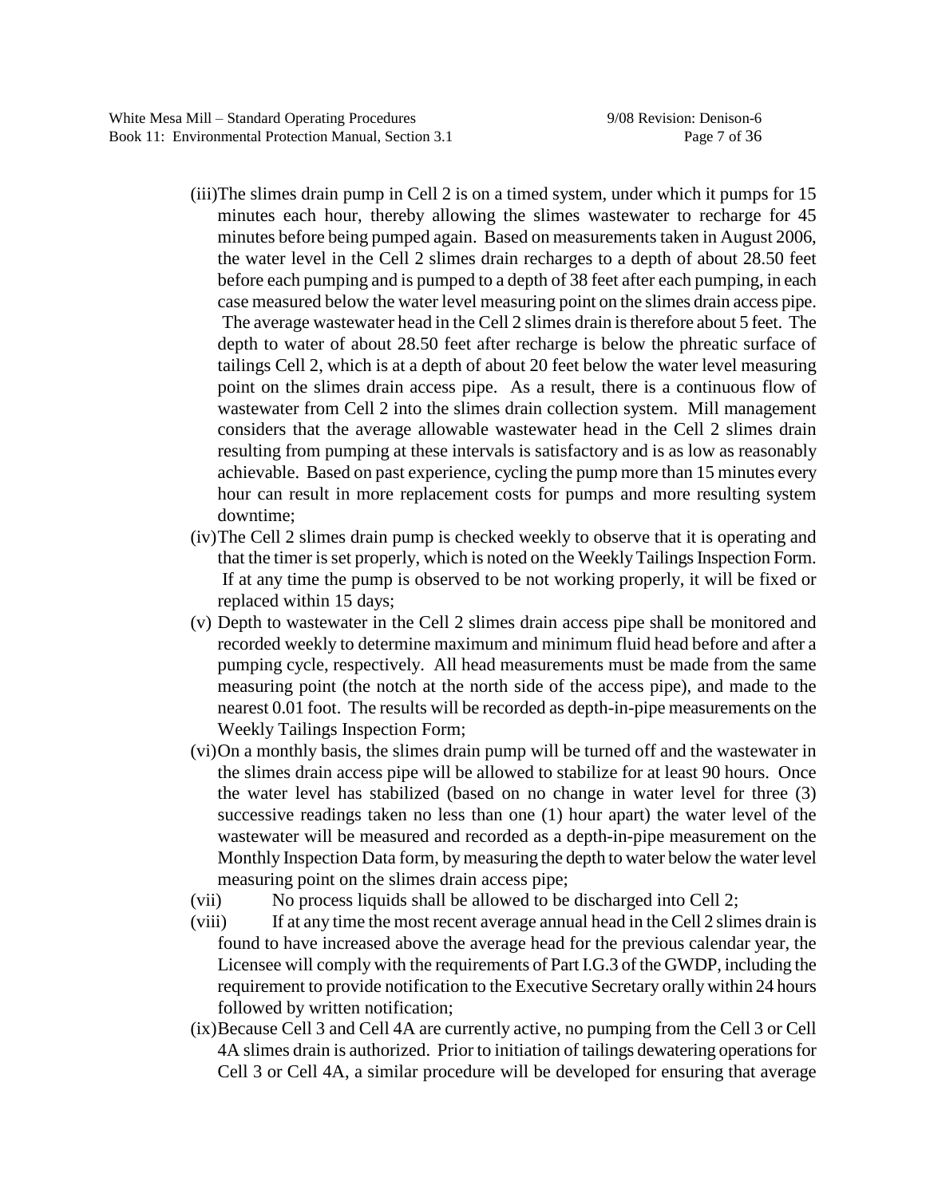(iii) The slimes drain pump in Cell 2 is on a timed system, under which it pumps for 15 minutes each hour, thereby allowing the slimes wastewater to recharge for 45 minutes before being pumped again. Based on measurements taken in August 2006, the water level in the Cell 2 slimes drain recharges to a depth of about 28.50 feet before each pumping and is pumped to a depth of 38 feet after each pumping, in each case measured below the water level measuring point on the slimes drain access pipe. The average wastewater head in the Cell 2 slimes drain is therefore about 5 feet. The depth to water of about 28.50 feet after recharge is below the phreatic surface of tailings Cell 2, which is at a depth of about 20 feet below the water level measuring point on the slimes drain access pipe. As a result, there is a continuous flow of wastewater from Cell 2 into the slimes drain collection system. Mill management considers that the average allowable wastewater head in the Cell 2 slimes drain resulting from pumping at these intervals is satisfactory and is as low as reasonably achievable. Based on past experience, cycling the pump more than 15 minutes every hour can result in more replacement costs for pumps and more resulting system downtime;

(iv) The Cell 2 slimes drain pump is checked weekly to observe that it is operating and that the timer is set properly, which is noted on the Weekly Tailings Inspection Form. If at any time the pump is observed to be not working properly, it will be fixed or replaced within 15 days;

(v) Depth to wastewater in the Cell 2 slimes drain access pipe shall be monitored and recorded weekly to determine maximum and minimum fluid head before and after a pumping cycle, respectively. All head measurements must be made from the same measuring point (the notch at the north side of the access pipe), and made to the nearest 0.01 foot. The results will be recorded as depth-in-pipe measurements on the Weekly Tailings Inspection Form;

(vi) On a monthly basis, the slimes drain pump will be turned off and the wastewater in the slimes drain access pipe will be allowed to stabilize for at least 90 hours. Once the water level has stabilized (based on no change in water level for three (3) successive readings taken no less than one (1) hour apart) the water level of the wastewater will be measured and recorded as a depth-in-pipe measurement on the Monthly Inspection Data form, by measuring the depth to water below the water level measuring point on the slimes drain access pipe;

(vii) No process liquids shall be allowed to be discharged into Cell 2;

(viii) If at any time the most recent average annual head in the Cell 2 slimes drain is found to have increased above the average head for the previous calendar year, the Licensee will comply with the requirements of Part I.G.3 of the GWDP, including the requirement to provide notification to the Executive Secretary orally within 24 hours followed by written notification;

(ix) Because Cell 3 and Cell 4A are currently active, no pumping from the Cell 3 or Cell 4A slimes drain is authorized. Prior to initiation of tailings dewatering operations for Cell 3 or Cell 4A, a similar procedure will be developed for ensuring that average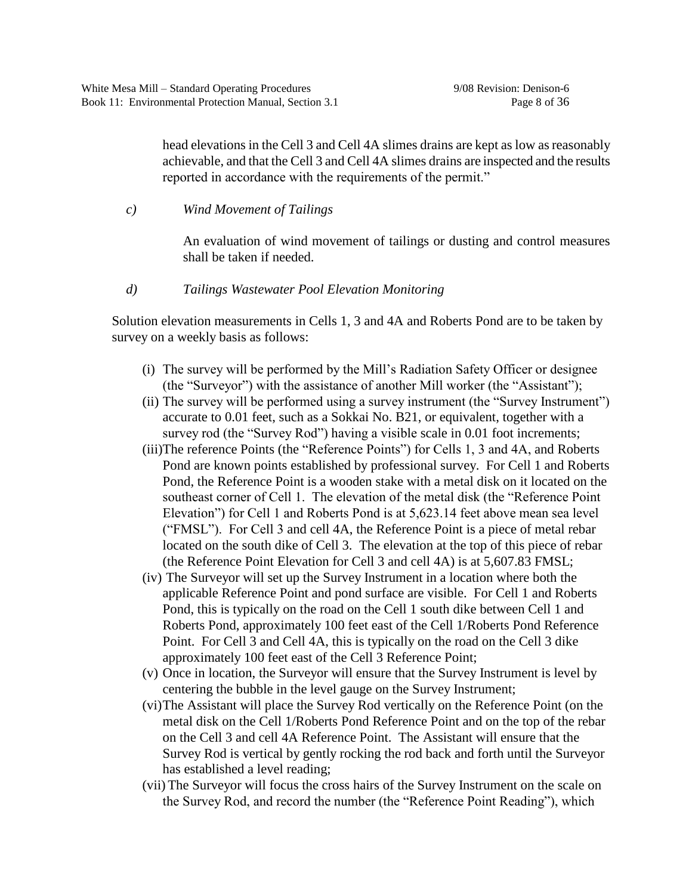head elevations in the Cell 3 and Cell 4A slimes drains are kept as low as reasonably achievable, and that the Cell 3 and Cell 4A slimes drains are inspected and the results reported in accordance with the requirements of the permit."

*c) Wind Movement of Tailings*

An evaluation of wind movement of tailings or dusting and control measures shall be taken if needed.

*d) Tailings Wastewater Pool Elevation Monitoring*

Solution elevation measurements in Cells 1, 3 and 4A and Roberts Pond are to be taken by survey on a weekly basis as follows:

(i) The survey will be performed by the Mill's Radiation Safety Officer or designee (the "Surveyor") with the assistance of another Mill worker (the "Assistant");

(ii) The survey will be performed using a survey instrument (the "Survey Instrument") accurate to 0.01 feet, such as a Sokkai No. B21, or equivalent, together with a survey rod (the "Survey Rod") having a visible scale in 0.01 foot increments;

(iii) The reference Points (the "Reference Points") for Cells 1, 3 and 4A, and Roberts Pond are known points established by professional survey. For Cell 1 and Roberts Pond, the Reference Point is a wooden stake with a metal disk on it located on the southeast corner of Cell 1. The elevation of the metal disk (the "Reference Point Elevation") for Cell 1 and Roberts Pond is at 5,623.14 feet above mean sea level ("FMSL"). For Cell 3 and cell 4A, the Reference Point is a piece of metal rebar located on the south dike of Cell 3. The elevation at the top of this piece of rebar (the Reference Point Elevation for Cell 3 and cell 4A) is at 5,607.83 FMSL;

(iv) The Surveyor will set up the Survey Instrument in a location where both the applicable Reference Point and pond surface are visible. For Cell 1 and Roberts Pond, this is typically on the road on the Cell 1 south dike between Cell 1 and Roberts Pond, approximately 100 feet east of the Cell 1/Roberts Pond Reference Point. For Cell 3 and Cell 4A, this is typically on the road on the Cell 3 dike approximately 100 feet east of the Cell 3 Reference Point;

(v) Once in location, the Surveyor will ensure that the Survey Instrument is level by centering the bubble in the level gauge on the Survey Instrument;

(vi) The Assistant will place the Survey Rod vertically on the Reference Point (on the metal disk on the Cell 1/Roberts Pond Reference Point and on the top of the rebar on the Cell 3 and cell 4A Reference Point. The Assistant will ensure that the Survey Rod is vertical by gently rocking the rod back and forth until the Surveyor has established a level reading;

(vii) The Surveyor will focus the cross hairs of the Survey Instrument on the scale on the Survey Rod, and record the number (the "Reference Point Reading"), which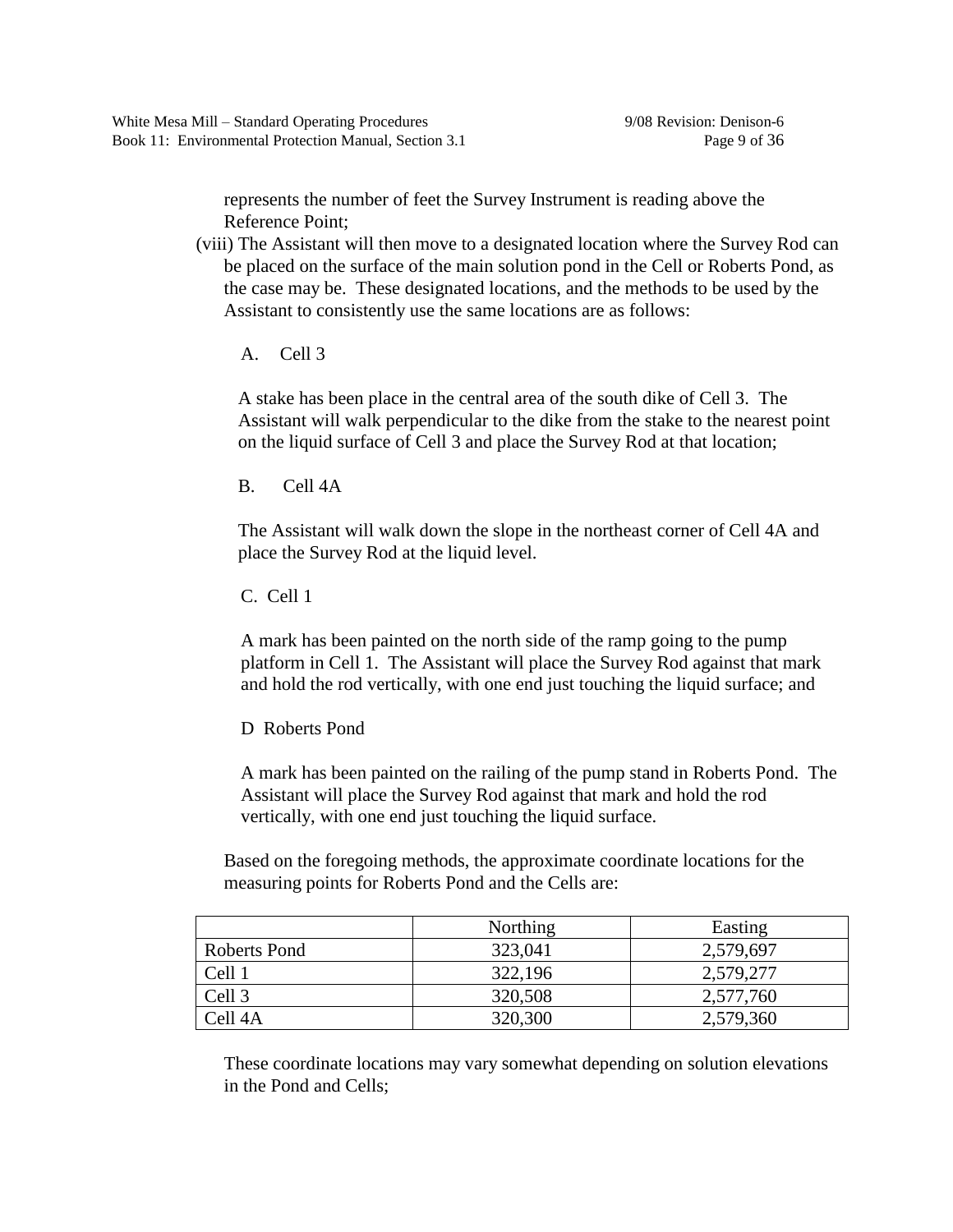represents the number of feet the Survey Instrument is reading above the Reference Point;

(viii) The Assistant will then move to a designated location where the Survey Rod can be placed on the surface of the main solution pond in the Cell or Roberts Pond, as the case may be. These designated locations, and the methods to be used by the Assistant to consistently use the same locations are as follows:

A. Cell 3

A stake has been place in the central area of the south dike of Cell 3. The Assistant will walk perpendicular to the dike from the stake to the nearest point on the liquid surface of Cell 3 and place the Survey Rod at that location;

B. Cell 4A

The Assistant will walk down the slope in the northeast corner of Cell 4A and place the Survey Rod at the liquid level.

C. Cell 1

A mark has been painted on the north side of the ramp going to the pump platform in Cell 1. The Assistant will place the Survey Rod against that mark and hold the rod vertically, with one end just touching the liquid surface; and

D Roberts Pond

A mark has been painted on the railing of the pump stand in Roberts Pond. The Assistant will place the Survey Rod against that mark and hold the rod vertically, with one end just touching the liquid surface.

Based on the foregoing methods, the approximate coordinate locations for the measuring points for Roberts Pond and the Cells are:

| | Northing | Easting |
|---|---|---|
| Roberts Pond | 323,041 | 2,579,697 |
| Cell 1 | 322,196 | 2,579,277 |
| Cell 3 | 320,508 | 2,577,760 |
| Cell 4A | 320,300 | 2,579,360 |

These coordinate locations may vary somewhat depending on solution elevations in the Pond and Cells;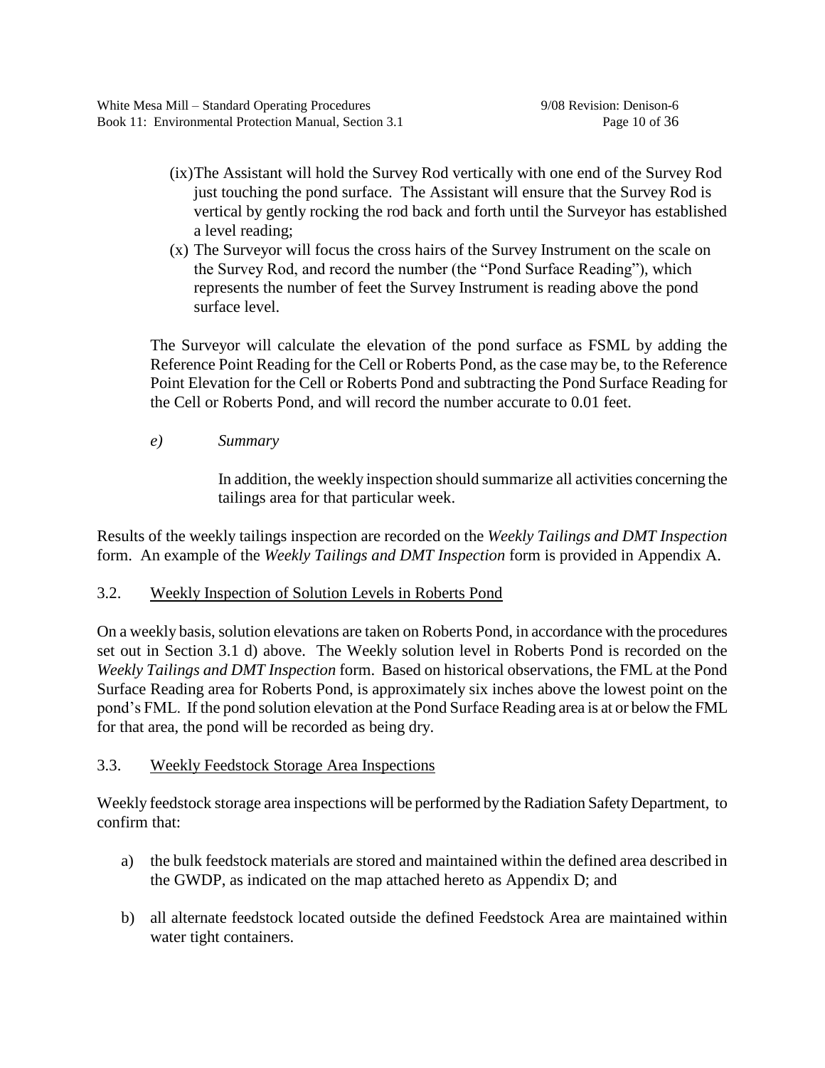(ix) The Assistant will hold the Survey Rod vertically with one end of the Survey Rod just touching the pond surface. The Assistant will ensure that the Survey Rod is vertical by gently rocking the rod back and forth until the Surveyor has established a level reading;

(x) The Surveyor will focus the cross hairs of the Survey Instrument on the scale on the Survey Rod, and record the number (the "Pond Surface Reading"), which represents the number of feet the Survey Instrument is reading above the pond surface level.

The Surveyor will calculate the elevation of the pond surface as FSML by adding the Reference Point Reading for the Cell or Roberts Pond, as the case may be, to the Reference Point Elevation for the Cell or Roberts Pond and subtracting the Pond Surface Reading for the Cell or Roberts Pond, and will record the number accurate to 0.01 feet.

*e) Summary*

In addition, the weekly inspection should summarize all activities concerning the tailings area for that particular week.

Results of the weekly tailings inspection are recorded on the *Weekly Tailings and DMT Inspection* form. An example of the *Weekly Tailings and DMT Inspection* form is provided in Appendix A.

## 3.2. Weekly Inspection of Solution Levels in Roberts Pond

On a weekly basis, solution elevations are taken on Roberts Pond, in accordance with the procedures set out in Section 3.1 d) above. The Weekly solution level in Roberts Pond is recorded on the *Weekly Tailings and DMT Inspection* form. Based on historical observations, the FML at the Pond Surface Reading area for Roberts Pond, is approximately six inches above the lowest point on the pond's FML. If the pond solution elevation at the Pond Surface Reading area is at or below the FML for that area, the pond will be recorded as being dry.

## 3.3. Weekly Feedstock Storage Area Inspections

Weekly feedstock storage area inspections will be performed by the Radiation Safety Department, to confirm that:

a) the bulk feedstock materials are stored and maintained within the defined area described in the GWDP, as indicated on the map attached hereto as Appendix D; and

b) all alternate feedstock located outside the defined Feedstock Area are maintained within water tight containers.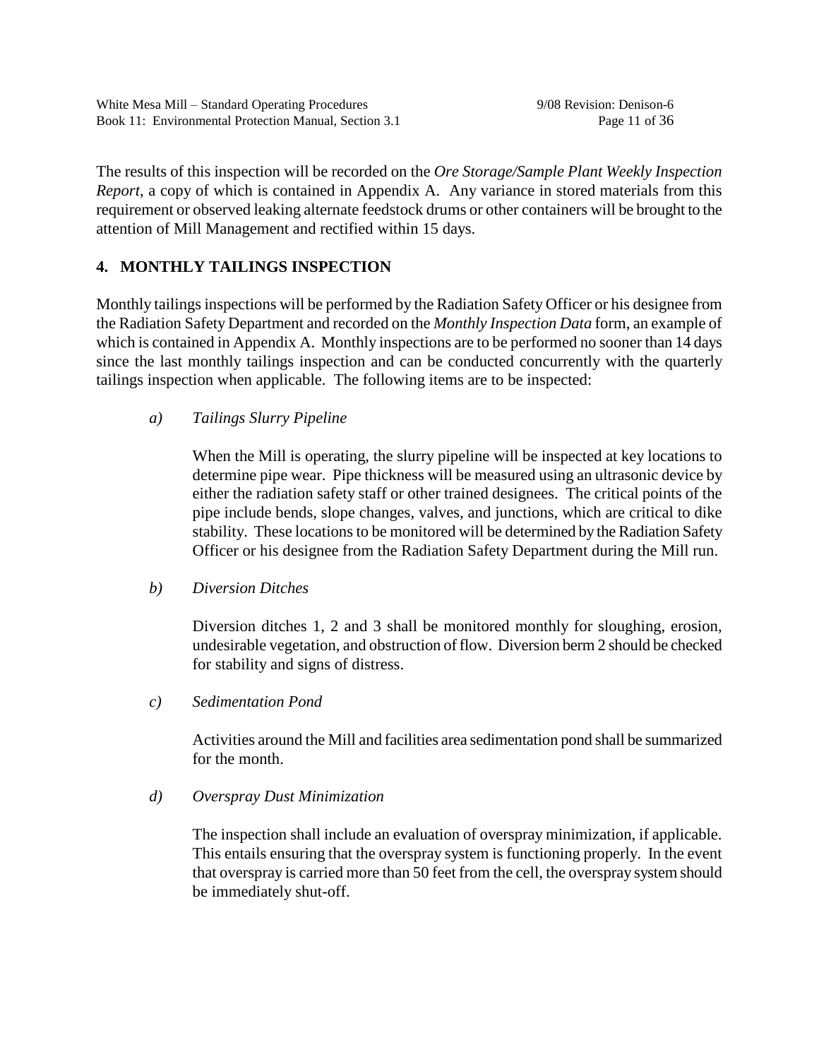The results of this inspection will be recorded on the *Ore Storage/Sample Plant Weekly Inspection Report*, a copy of which is contained in Appendix A. Any variance in stored materials from this requirement or observed leaking alternate feedstock drums or other containers will be brought to the attention of Mill Management and rectified within 15 days.

## 4. MONTHLY TAILINGS INSPECTION

Monthly tailings inspections will be performed by the Radiation Safety Officer or his designee from the Radiation Safety Department and recorded on the *Monthly Inspection Data* form, an example of which is contained in Appendix A. Monthly inspections are to be performed no sooner than 14 days since the last monthly tailings inspection and can be conducted concurrently with the quarterly tailings inspection when applicable. The following items are to be inspected:

*a) Tailings Slurry Pipeline*

When the Mill is operating, the slurry pipeline will be inspected at key locations to determine pipe wear. Pipe thickness will be measured using an ultrasonic device by either the radiation safety staff or other trained designees. The critical points of the pipe include bends, slope changes, valves, and junctions, which are critical to dike stability. These locations to be monitored will be determined by the Radiation Safety Officer or his designee from the Radiation Safety Department during the Mill run.

*b) Diversion Ditches*

Diversion ditches 1, 2 and 3 shall be monitored monthly for sloughing, erosion, undesirable vegetation, and obstruction of flow. Diversion berm 2 should be checked for stability and signs of distress.

*c) Sedimentation Pond*

Activities around the Mill and facilities area sedimentation pond shall be summarized for the month.

*d) Overspray Dust Minimization*

The inspection shall include an evaluation of overspray minimization, if applicable. This entails ensuring that the overspray system is functioning properly. In the event that overspray is carried more than 50 feet from the cell, the overspray system should be immediately shut-off.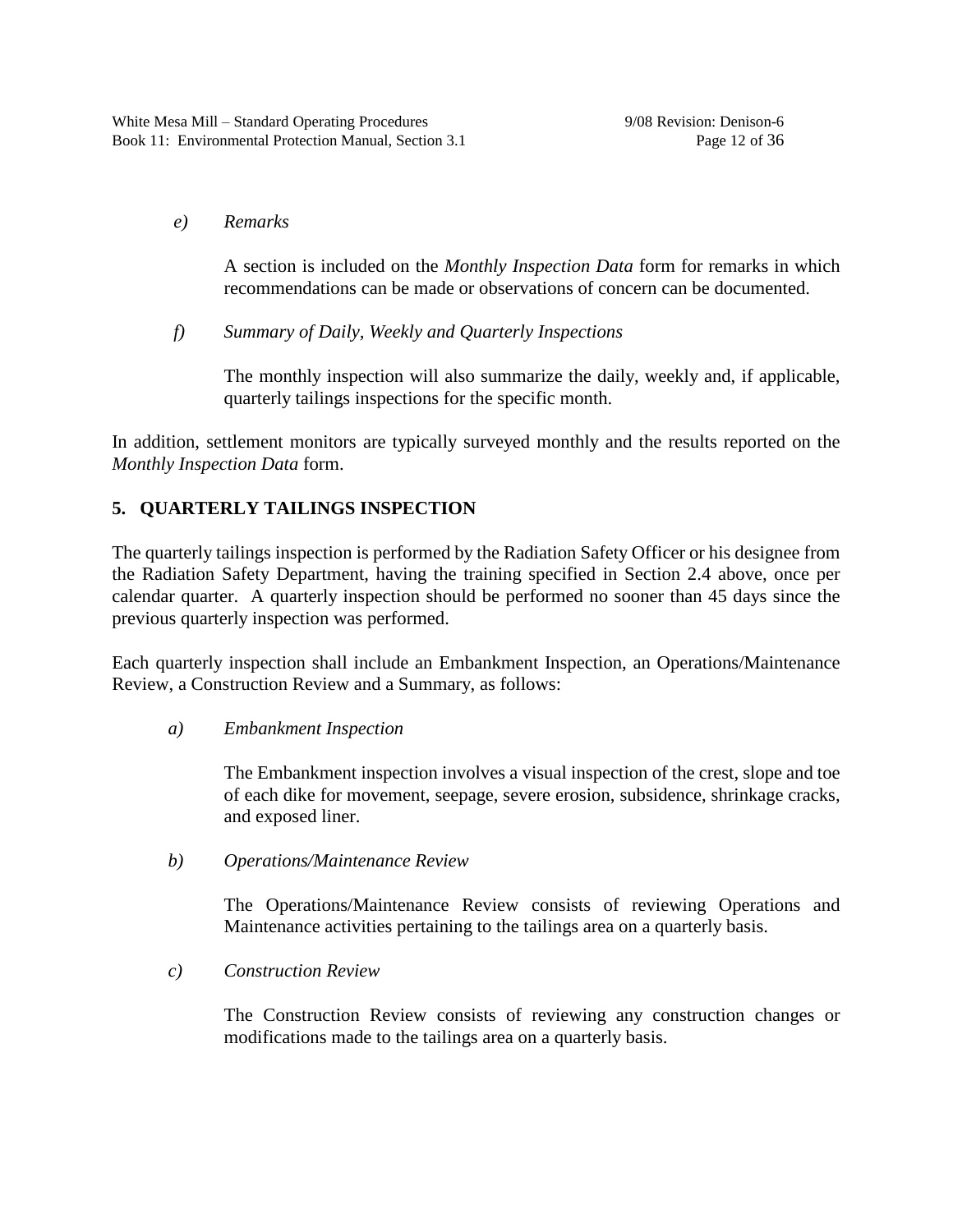*e) Remarks*

A section is included on the *Monthly Inspection Data* form for remarks in which recommendations can be made or observations of concern can be documented.

*f) Summary of Daily, Weekly and Quarterly Inspections*

The monthly inspection will also summarize the daily, weekly and, if applicable, quarterly tailings inspections for the specific month.

In addition, settlement monitors are typically surveyed monthly and the results reported on the *Monthly Inspection Data* form.

## 5. QUARTERLY TAILINGS INSPECTION

The quarterly tailings inspection is performed by the Radiation Safety Officer or his designee from the Radiation Safety Department, having the training specified in Section 2.4 above, once per calendar quarter. A quarterly inspection should be performed no sooner than 45 days since the previous quarterly inspection was performed.

Each quarterly inspection shall include an Embankment Inspection, an Operations/Maintenance Review, a Construction Review and a Summary, as follows:

*a) Embankment Inspection*

The Embankment inspection involves a visual inspection of the crest, slope and toe of each dike for movement, seepage, severe erosion, subsidence, shrinkage cracks, and exposed liner.

*b) Operations/Maintenance Review*

The Operations/Maintenance Review consists of reviewing Operations and Maintenance activities pertaining to the tailings area on a quarterly basis.

*c) Construction Review*

The Construction Review consists of reviewing any construction changes or modifications made to the tailings area on a quarterly basis.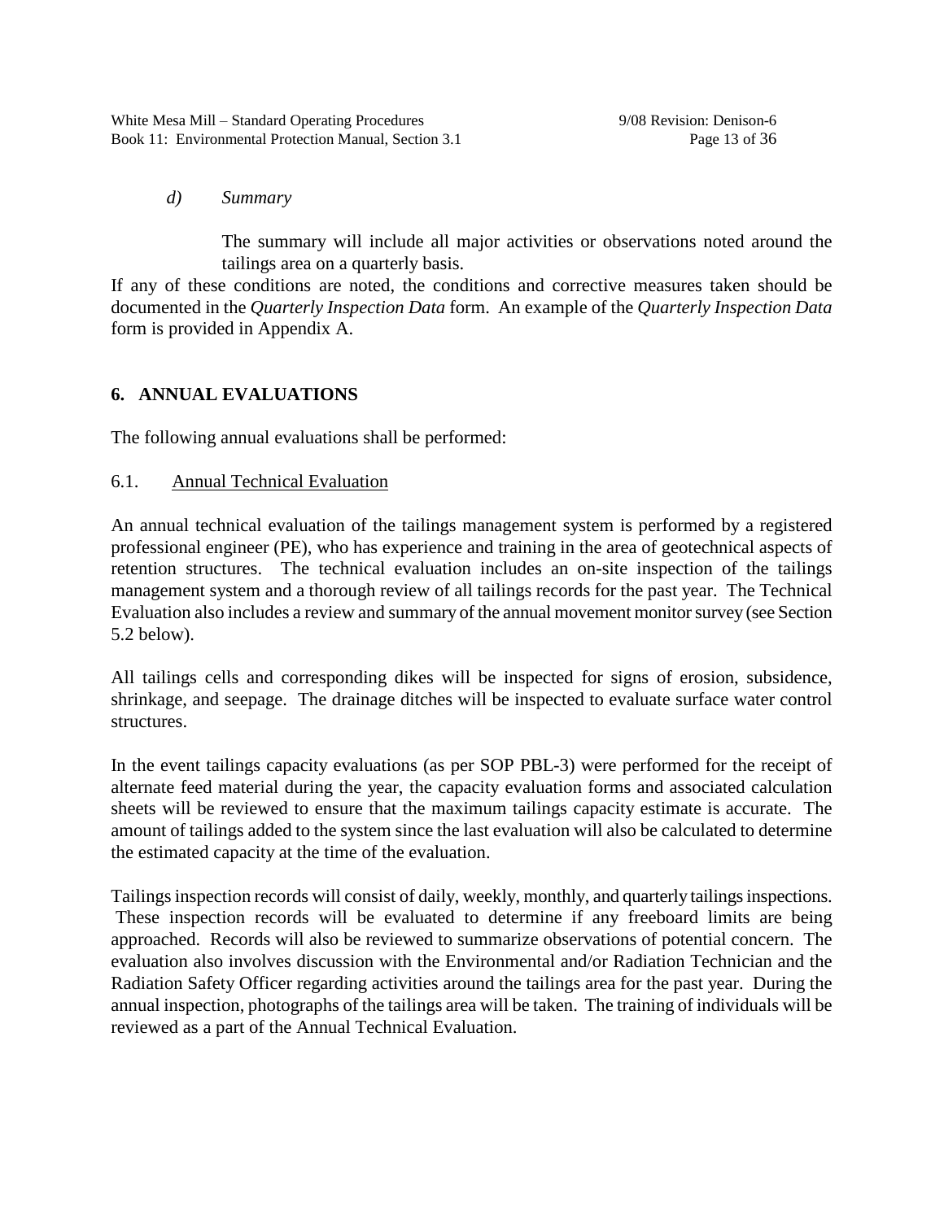*d) Summary*

The summary will include all major activities or observations noted around the tailings area on a quarterly basis.

If any of these conditions are noted, the conditions and corrective measures taken should be documented in the *Quarterly Inspection Data* form. An example of the *Quarterly Inspection Data* form is provided in Appendix A.

## 6. ANNUAL EVALUATIONS

The following annual evaluations shall be performed:

### 6.1. Annual Technical Evaluation

An annual technical evaluation of the tailings management system is performed by a registered professional engineer (PE), who has experience and training in the area of geotechnical aspects of retention structures. The technical evaluation includes an on-site inspection of the tailings management system and a thorough review of all tailings records for the past year. The Technical Evaluation also includes a review and summary of the annual movement monitor survey (see Section 5.2 below).

All tailings cells and corresponding dikes will be inspected for signs of erosion, subsidence, shrinkage, and seepage. The drainage ditches will be inspected to evaluate surface water control structures.

In the event tailings capacity evaluations (as per SOP PBL-3) were performed for the receipt of alternate feed material during the year, the capacity evaluation forms and associated calculation sheets will be reviewed to ensure that the maximum tailings capacity estimate is accurate. The amount of tailings added to the system since the last evaluation will also be calculated to determine the estimated capacity at the time of the evaluation.

Tailings inspection records will consist of daily, weekly, monthly, and quarterly tailings inspections. These inspection records will be evaluated to determine if any freeboard limits are being approached. Records will also be reviewed to summarize observations of potential concern. The evaluation also involves discussion with the Environmental and/or Radiation Technician and the Radiation Safety Officer regarding activities around the tailings area for the past year. During the annual inspection, photographs of the tailings area will be taken. The training of individuals will be reviewed as a part of the Annual Technical Evaluation.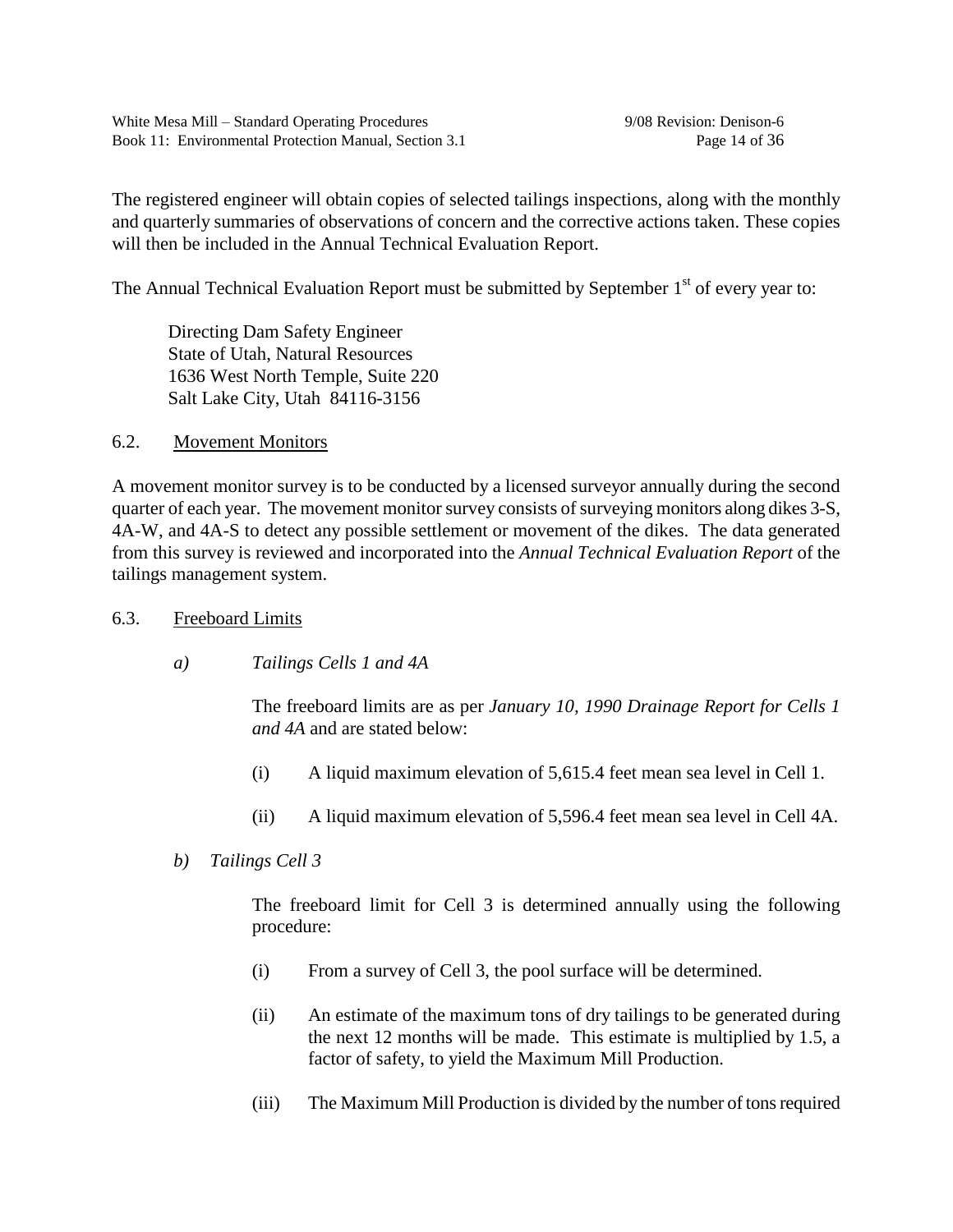The registered engineer will obtain copies of selected tailings inspections, along with the monthly and quarterly summaries of observations of concern and the corrective actions taken. These copies will then be included in the Annual Technical Evaluation Report.

The Annual Technical Evaluation Report must be submitted by September 1st of every year to:

Directing Dam Safety Engineer
State of Utah, Natural Resources
1636 West North Temple, Suite 220
Salt Lake City, Utah 84116-3156

## 6.2. Movement Monitors

A movement monitor survey is to be conducted by a licensed surveyor annually during the second quarter of each year. The movement monitor survey consists of surveying monitors along dikes 3-S, 4A-W, and 4A-S to detect any possible settlement or movement of the dikes. The data generated from this survey is reviewed and incorporated into the *Annual Technical Evaluation Report* of the tailings management system.

## 6.3. Freeboard Limits

*a) Tailings Cells 1 and 4A*

The freeboard limits are as per *January 10, 1990 Drainage Report for Cells 1 and 4A* and are stated below:

(i) A liquid maximum elevation of 5,615.4 feet mean sea level in Cell 1.

(ii) A liquid maximum elevation of 5,596.4 feet mean sea level in Cell 4A.

*b) Tailings Cell 3*

The freeboard limit for Cell 3 is determined annually using the following procedure:

(i) From a survey of Cell 3, the pool surface will be determined.

(ii) An estimate of the maximum tons of dry tailings to be generated during the next 12 months will be made. This estimate is multiplied by 1.5, a factor of safety, to yield the Maximum Mill Production.

(iii) The Maximum Mill Production is divided by the number of tons required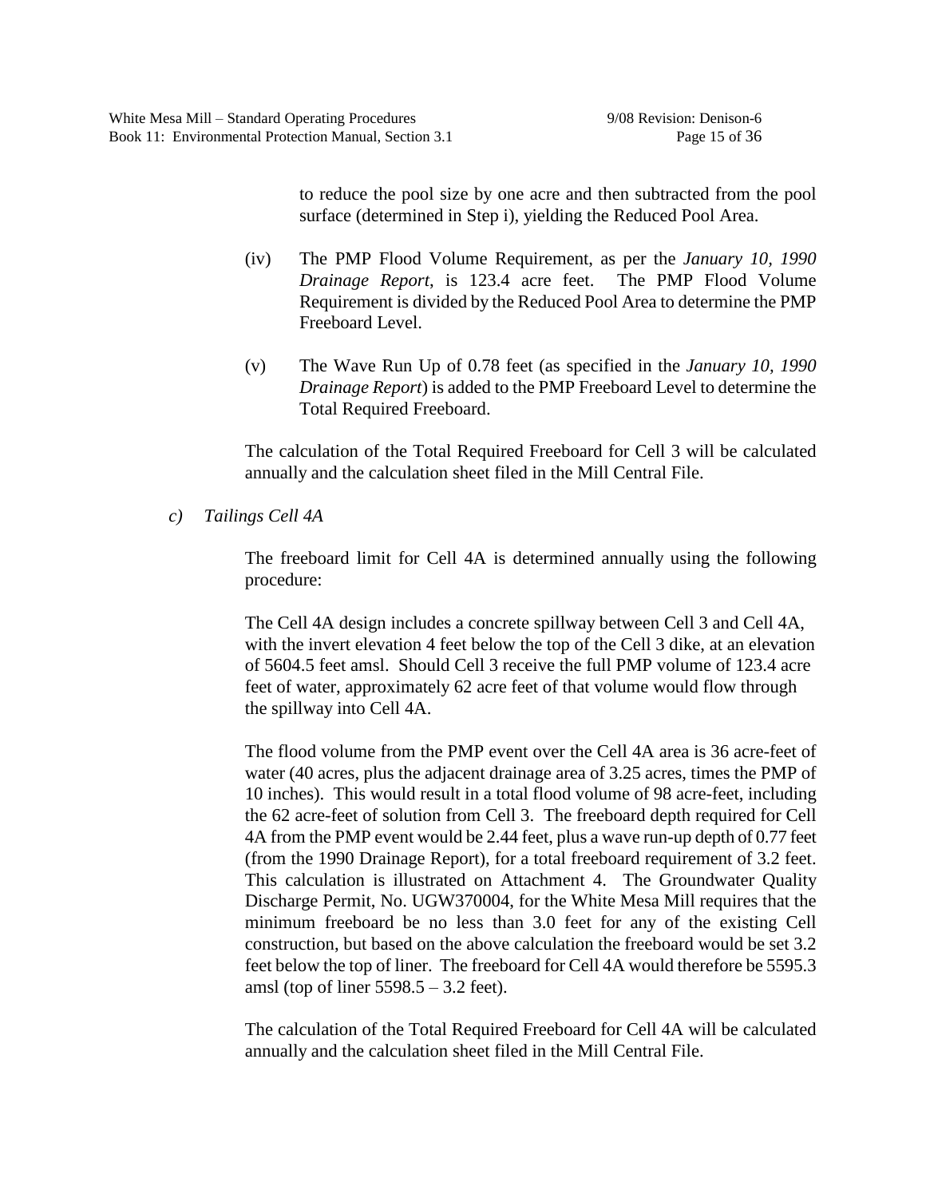to reduce the pool size by one acre and then subtracted from the pool surface (determined in Step i), yielding the Reduced Pool Area.

(iv) The PMP Flood Volume Requirement, as per the *January 10, 1990 Drainage Report*, is 123.4 acre feet. The PMP Flood Volume Requirement is divided by the Reduced Pool Area to determine the PMP Freeboard Level.

(v) The Wave Run Up of 0.78 feet (as specified in the *January 10, 1990 Drainage Report*) is added to the PMP Freeboard Level to determine the Total Required Freeboard.

The calculation of the Total Required Freeboard for Cell 3 will be calculated annually and the calculation sheet filed in the Mill Central File.

*c) Tailings Cell 4A*

The freeboard limit for Cell 4A is determined annually using the following procedure:

The Cell 4A design includes a concrete spillway between Cell 3 and Cell 4A, with the invert elevation 4 feet below the top of the Cell 3 dike, at an elevation of 5604.5 feet amsl. Should Cell 3 receive the full PMP volume of 123.4 acre feet of water, approximately 62 acre feet of that volume would flow through the spillway into Cell 4A.

The flood volume from the PMP event over the Cell 4A area is 36 acre-feet of water (40 acres, plus the adjacent drainage area of 3.25 acres, times the PMP of 10 inches). This would result in a total flood volume of 98 acre-feet, including the 62 acre-feet of solution from Cell 3. The freeboard depth required for Cell 4A from the PMP event would be 2.44 feet, plus a wave run-up depth of 0.77 feet (from the 1990 Drainage Report), for a total freeboard requirement of 3.2 feet. This calculation is illustrated on Attachment 4. The Groundwater Quality Discharge Permit, No. UGW370004, for the White Mesa Mill requires that the minimum freeboard be no less than 3.0 feet for any of the existing Cell construction, but based on the above calculation the freeboard would be set 3.2 feet below the top of liner. The freeboard for Cell 4A would therefore be 5595.3 amsl (top of liner 5598.5 – 3.2 feet).

The calculation of the Total Required Freeboard for Cell 4A will be calculated annually and the calculation sheet filed in the Mill Central File.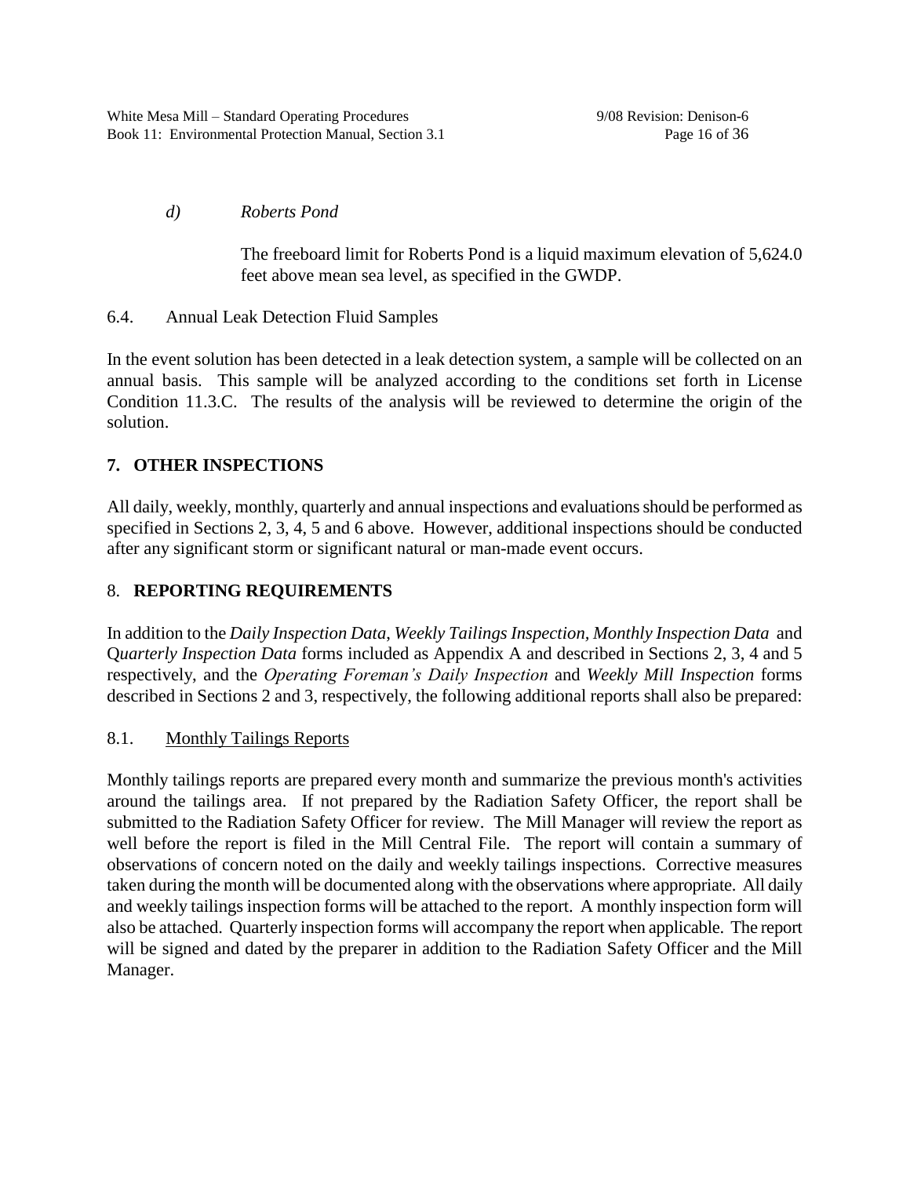*d) Roberts Pond*

The freeboard limit for Roberts Pond is a liquid maximum elevation of 5,624.0 feet above mean sea level, as specified in the GWDP.

6.4. Annual Leak Detection Fluid Samples

In the event solution has been detected in a leak detection system, a sample will be collected on an annual basis. This sample will be analyzed according to the conditions set forth in License Condition 11.3.C. The results of the analysis will be reviewed to determine the origin of the solution.

## 7. OTHER INSPECTIONS

All daily, weekly, monthly, quarterly and annual inspections and evaluations should be performed as specified in Sections 2, 3, 4, 5 and 6 above. However, additional inspections should be conducted after any significant storm or significant natural or man-made event occurs.

## 8. REPORTING REQUIREMENTS

In addition to the *Daily Inspection Data*, *Weekly Tailings Inspection, Monthly Inspection Data* and Q*uarterly Inspection Data* forms included as Appendix A and described in Sections 2, 3, 4 and 5 respectively, and the *Operating Foreman's Daily Inspection* and *Weekly Mill Inspection* forms described in Sections 2 and 3, respectively, the following additional reports shall also be prepared:

8.1. Monthly Tailings Reports

Monthly tailings reports are prepared every month and summarize the previous month's activities around the tailings area. If not prepared by the Radiation Safety Officer, the report shall be submitted to the Radiation Safety Officer for review. The Mill Manager will review the report as well before the report is filed in the Mill Central File. The report will contain a summary of observations of concern noted on the daily and weekly tailings inspections. Corrective measures taken during the month will be documented along with the observations where appropriate. All daily and weekly tailings inspection forms will be attached to the report. A monthly inspection form will also be attached. Quarterly inspection forms will accompany the report when applicable. The report will be signed and dated by the preparer in addition to the Radiation Safety Officer and the Mill Manager.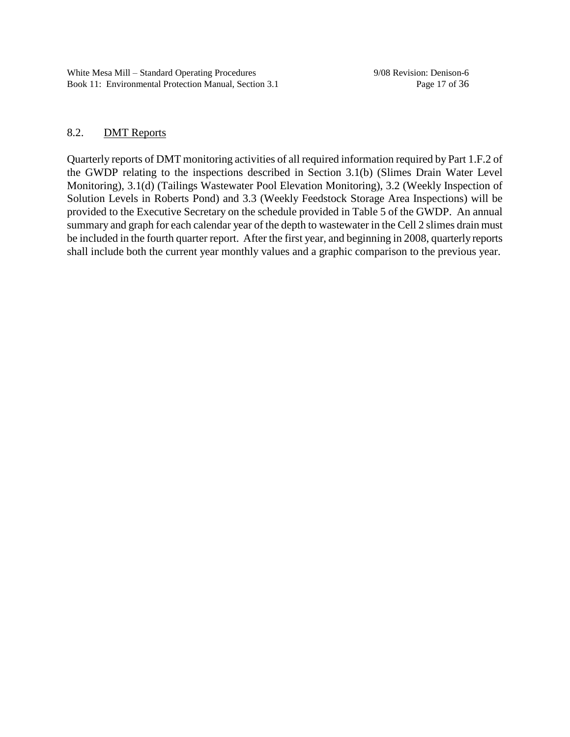## 8.2. DMT Reports

Quarterly reports of DMT monitoring activities of all required information required by Part 1.F.2 of the GWDP relating to the inspections described in Section 3.1(b) (Slimes Drain Water Level Monitoring), 3.1(d) (Tailings Wastewater Pool Elevation Monitoring), 3.2 (Weekly Inspection of Solution Levels in Roberts Pond) and 3.3 (Weekly Feedstock Storage Area Inspections) will be provided to the Executive Secretary on the schedule provided in Table 5 of the GWDP. An annual summary and graph for each calendar year of the depth to wastewater in the Cell 2 slimes drain must be included in the fourth quarter report. After the first year, and beginning in 2008, quarterly reports shall include both the current year monthly values and a graphic comparison to the previous year.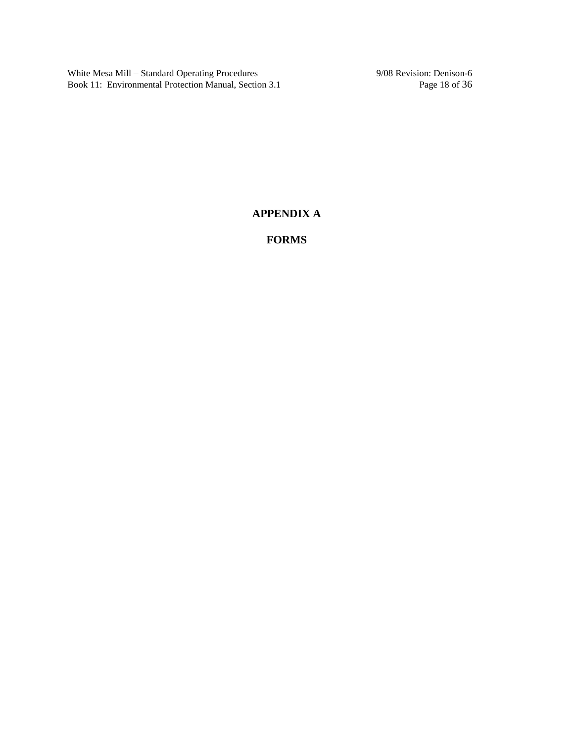# APPENDIX A

# FORMS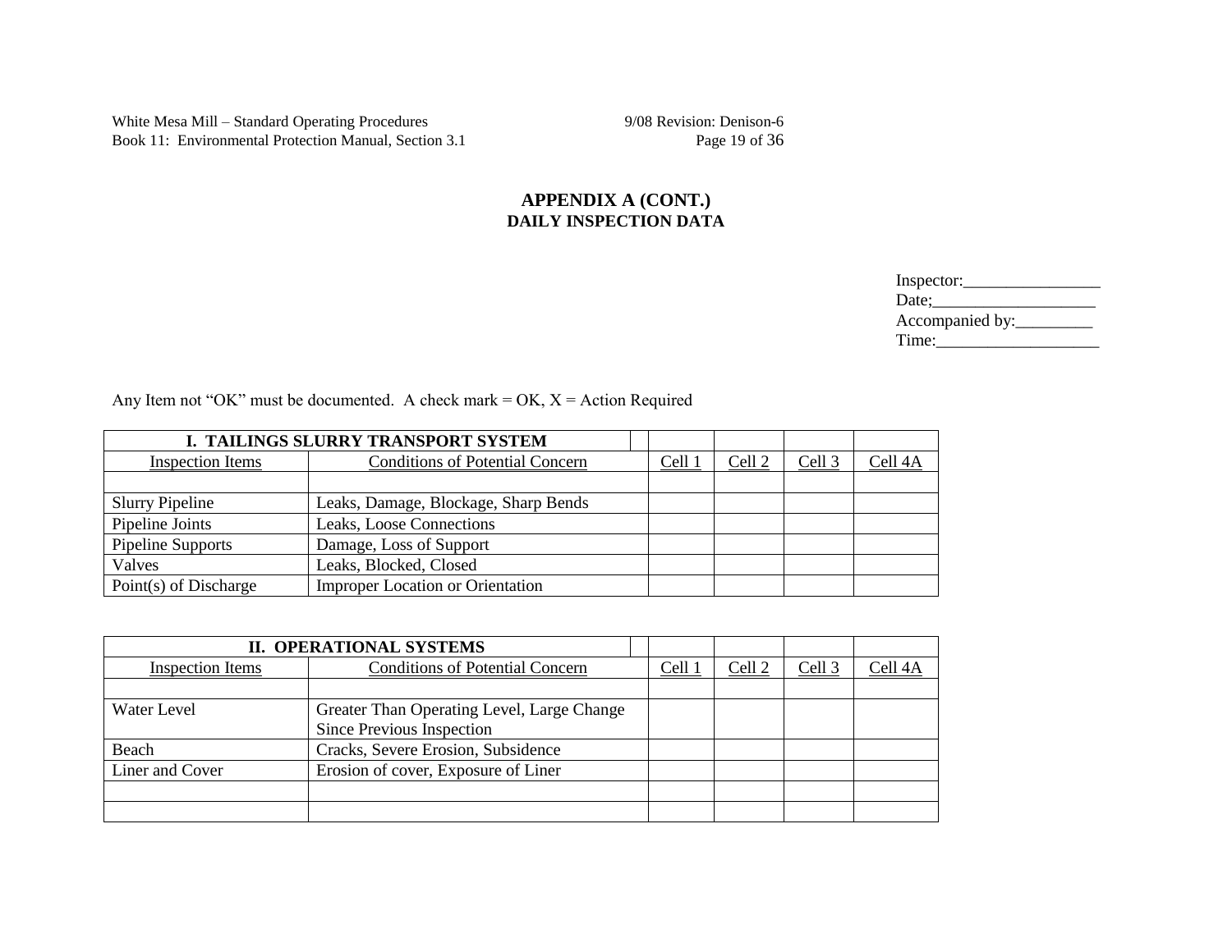## APPENDIX A (CONT.)
### DAILY INSPECTION DATA

Inspector:________________
Date;___________________
Accompanied by:_________
Time:___________________

Any Item not "OK" must be documented. A check mark = OK, X = Action Required

| I. TAILINGS SLURRY TRANSPORT SYSTEM | | | | | |
|---|---|---|---|---|---|
| Inspection Items | Conditions of Potential Concern | Cell 1 | Cell 2 | Cell 3 | Cell 4A |
| | | | | | |
| Slurry Pipeline | Leaks, Damage, Blockage, Sharp Bends | | | | |
| Pipeline Joints | Leaks, Loose Connections | | | | |
| Pipeline Supports | Damage, Loss of Support | | | | |
| Valves | Leaks, Blocked, Closed | | | | |
| Point(s) of Discharge | Improper Location or Orientation | | | | |

| II. OPERATIONAL SYSTEMS | | | | | |
|---|---|---|---|---|---|
| Inspection Items | Conditions of Potential Concern | Cell 1 | Cell 2 | Cell 3 | Cell 4A |
| | | | | | |
| Water Level | Greater Than Operating Level, Large Change Since Previous Inspection | | | | |
| Beach | Cracks, Severe Erosion, Subsidence | | | | |
| Liner and Cover | Erosion of cover, Exposure of Liner | | | | |
| | | | | | |
| | | | | | |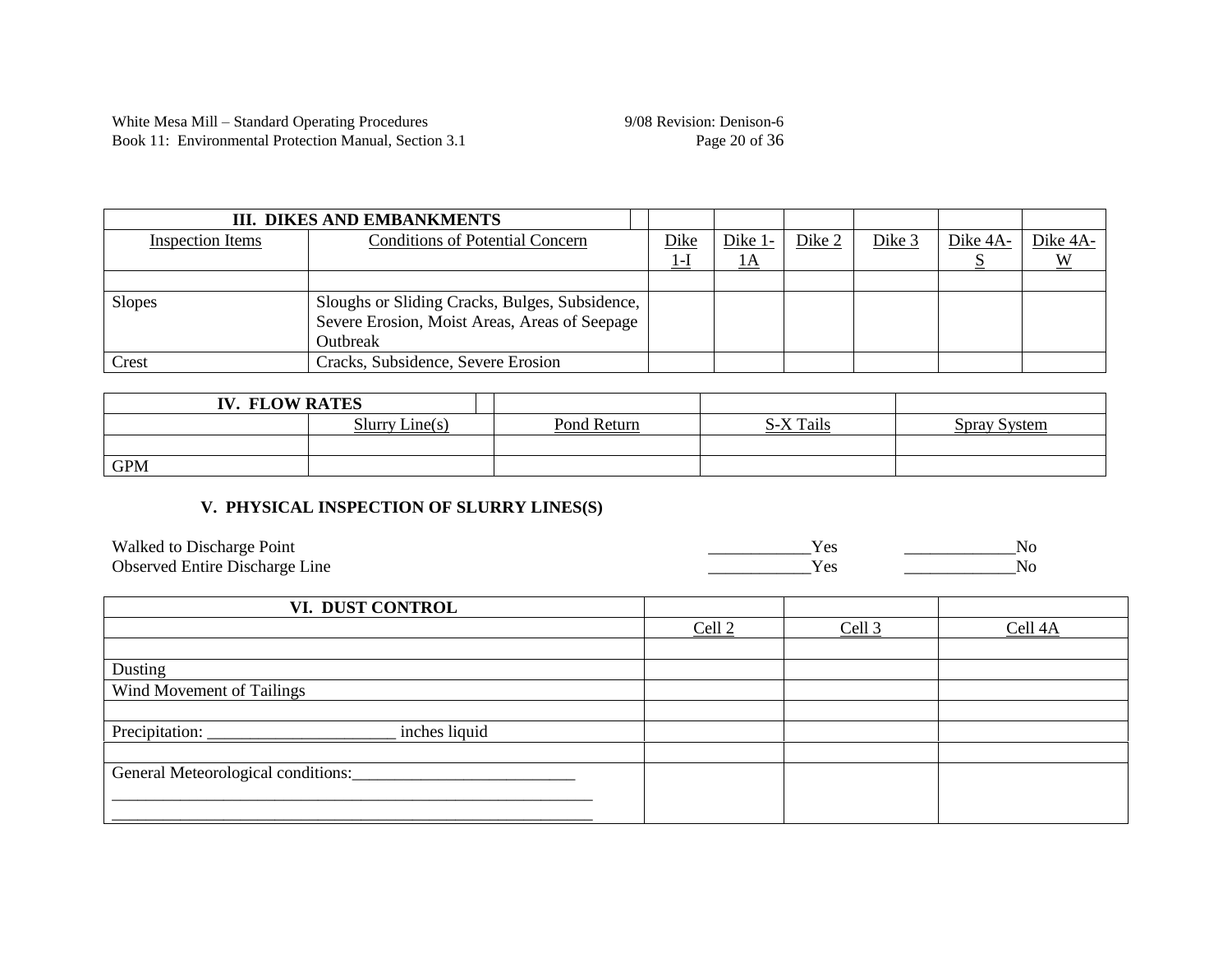| III. DIKES AND EMBANKMENTS | | | | | | | |
|---|---|---|---|---|---|---|---|
| Inspection Items | Conditions of Potential Concern | Dike 1-I | Dike 1-1A | Dike 2 | Dike 3 | Dike 4A-S | Dike 4A-W |
| | | | | | | | |
| Slopes | Sloughs or Sliding Cracks, Bulges, Subsidence, Severe Erosion, Moist Areas, Areas of Seepage Outbreak | | | | | | |
| Crest | Cracks, Subsidence, Severe Erosion | | | | | | |

| IV. FLOW RATES | | | | |
|---|---|---|---|---|
| | Slurry Line(s) | Pond Return | S-X Tails | Spray System |
| | | | | |
| GPM | | | | |

### V. PHYSICAL INSPECTION OF SLURRY LINES(S)

Walked to Discharge Point ____________Yes _____________No
Observed Entire Discharge Line ____________Yes _____________No

| VI. DUST CONTROL | | | |
|---|---|---|---|
| | Cell 2 | Cell 3 | Cell 4A |
| | | | |
| Dusting | | | |
| Wind Movement of Tailings | | | |
| | | | |
| Precipitation: _______________________ inches liquid | | | |
| | | | |
| General Meteorological conditions:___________________________ ___________________________________________________________ ___________________________________________________________ | | | |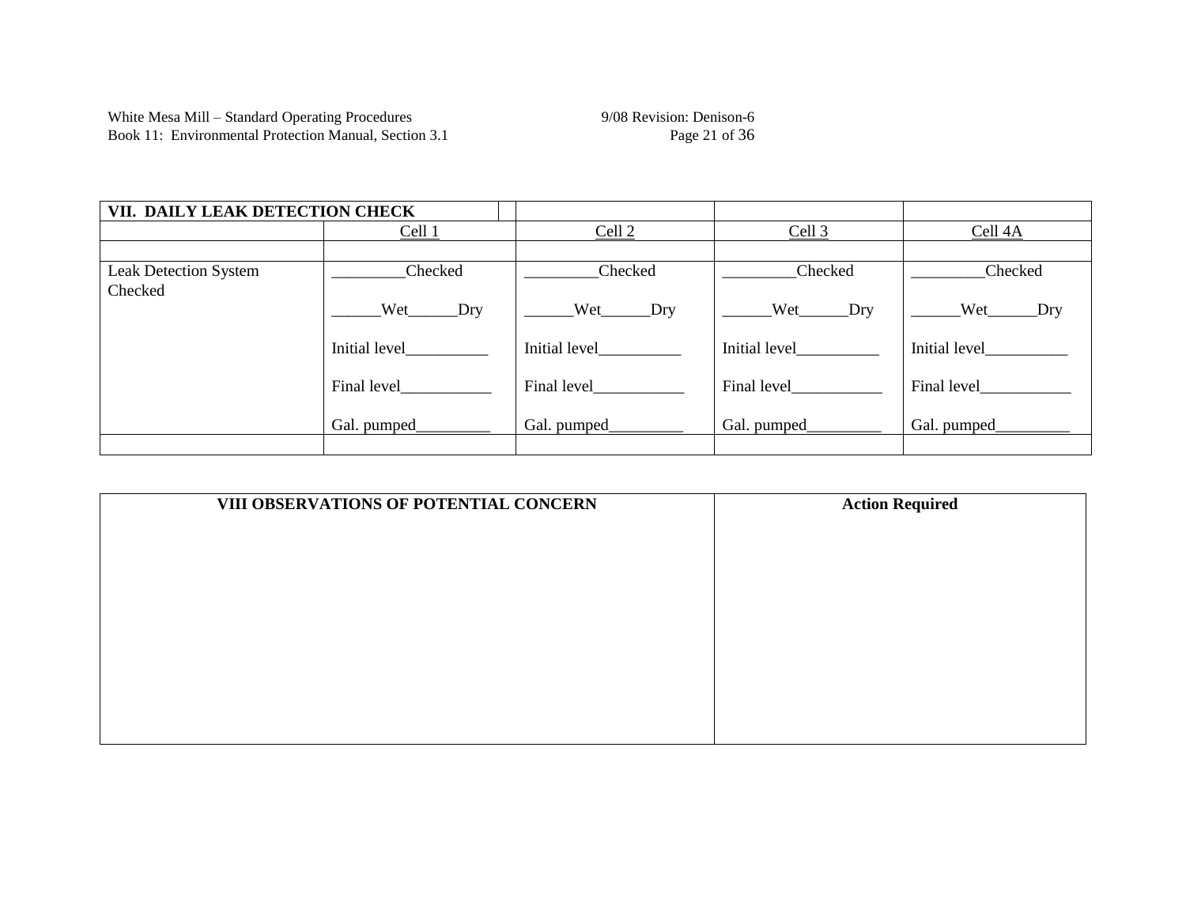| VII. DAILY LEAK DETECTION CHECK | | | | |
|---|---|---|---|---|
| | Cell 1 | Cell 2 | Cell 3 | Cell 4A |
| | | | | |
| Leak Detection System Checked | _________Checked<br><br>______Wet______Dry<br><br>Initial level__________<br><br>Final level___________<br><br>Gal. pumped_________ | _________Checked<br><br>______Wet______Dry<br><br>Initial level__________<br><br>Final level___________<br><br>Gal. pumped_________ | _________Checked<br><br>______Wet______Dry<br><br>Initial level__________<br><br>Final level___________<br><br>Gal. pumped_________ | _________Checked<br><br>______Wet______Dry<br><br>Initial level__________<br><br>Final level___________<br><br>Gal. pumped_________ |
| | | | | |

| VIII OBSERVATIONS OF POTENTIAL CONCERN | Action Required |
|---|---|
| | |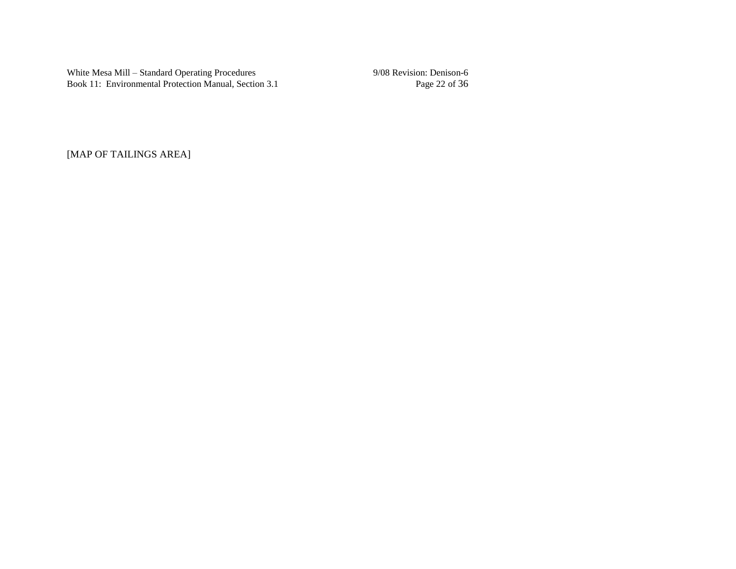[MAP OF TAILINGS AREA]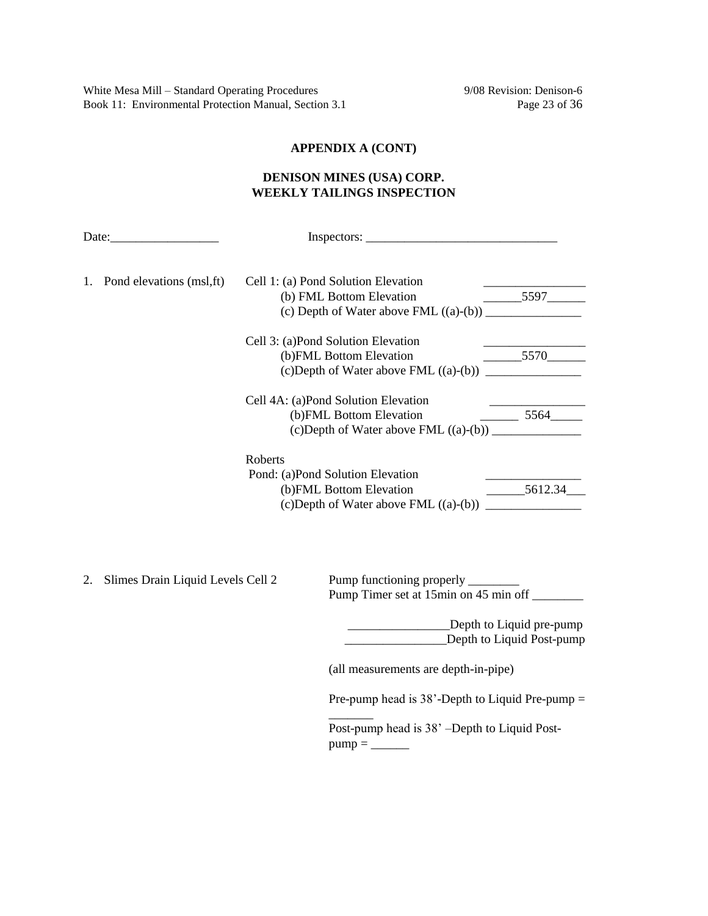**APPENDIX A (CONT)**

**DENISON MINES (USA) CORP.**
**WEEKLY TAILINGS INSPECTION**

Date:_________________ Inspectors: _______________________________

1. Pond elevations (msl,ft)

Cell 1: (a) Pond Solution Elevation ________________
(b) FML Bottom Elevation ______5597______
(c) Depth of Water above FML ((a)-(b)) _______________

Cell 3: (a)Pond Solution Elevation ________________
(b)FML Bottom Elevation ______5570______
(c)Depth of Water above FML ((a)-(b)) _______________

Cell 4A: (a)Pond Solution Elevation _______________
(b)FML Bottom Elevation ______ 5564_____
(c)Depth of Water above FML ((a)-(b)) ______________

Roberts Pond: (a)Pond Solution Elevation _______________
(b)FML Bottom Elevation ______5612.34___
(c)Depth of Water above FML ((a)-(b)) _______________

2. Slimes Drain Liquid Levels Cell 2

Pump functioning properly ________
Pump Timer set at 15min on 45 min off ________

________________Depth to Liquid pre-pump
________________Depth to Liquid Post-pump

(all measurements are depth-in-pipe)

Pre-pump head is 38'-Depth to Liquid Pre-pump = _______
Post-pump head is 38' –Depth to Liquid Post-pump = ______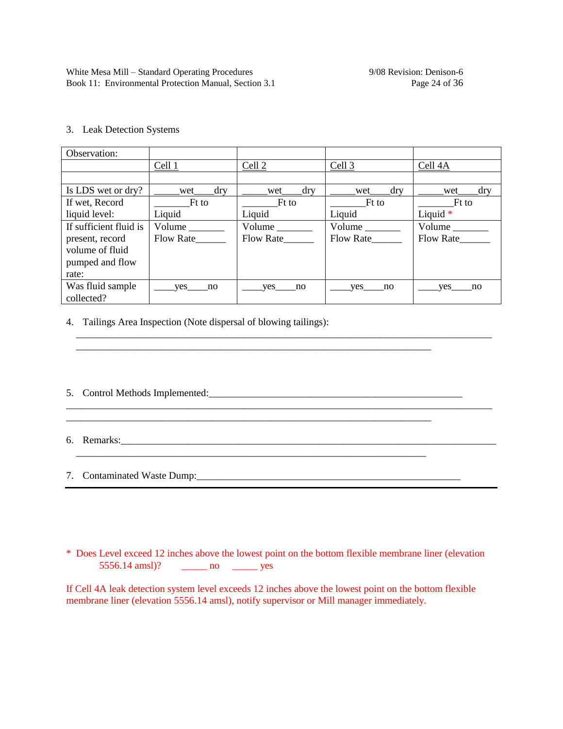3. Leak Detection Systems

| Observation: | | | | |
|---|---|---|---|---|
| | Cell 1 | Cell 2 | Cell 3 | Cell 4A |
| | | | | |
| Is LDS wet or dry? | _____wet____dry | _____wet____dry | _____wet____dry | _____wet____dry |
| If wet, Record liquid level: | _______Ft to Liquid | _______Ft to Liquid | _______Ft to Liquid | _______Ft to Liquid * |
| If sufficient fluid is present, record volume of fluid pumped and flow rate: | Volume _______ Flow Rate______ | Volume _______ Flow Rate______ | Volume _______ Flow Rate______ | Volume _______ Flow Rate______ |
| Was fluid sample collected? | ____yes____no | ____yes____no | ____yes____no | ____yes____no |

4. Tailings Area Inspection (Note dispersal of blowing tailings):
________________________________________________________________________________
______________________________________________________________________

5. Control Methods Implemented:__________________________________________________
________________________________________________________________________________
______________________________________________________________________

6. Remarks:_______________________________________________________________________
______________________________________________________________________

7. Contaminated Waste Dump:____________________________________________________

---

* Does Level exceed 12 inches above the lowest point on the bottom flexible membrane liner (elevation 5556.14 amsl)? _____ no _____ yes

If Cell 4A leak detection system level exceeds 12 inches above the lowest point on the bottom flexible membrane liner (elevation 5556.14 amsl), notify supervisor or Mill manager immediately.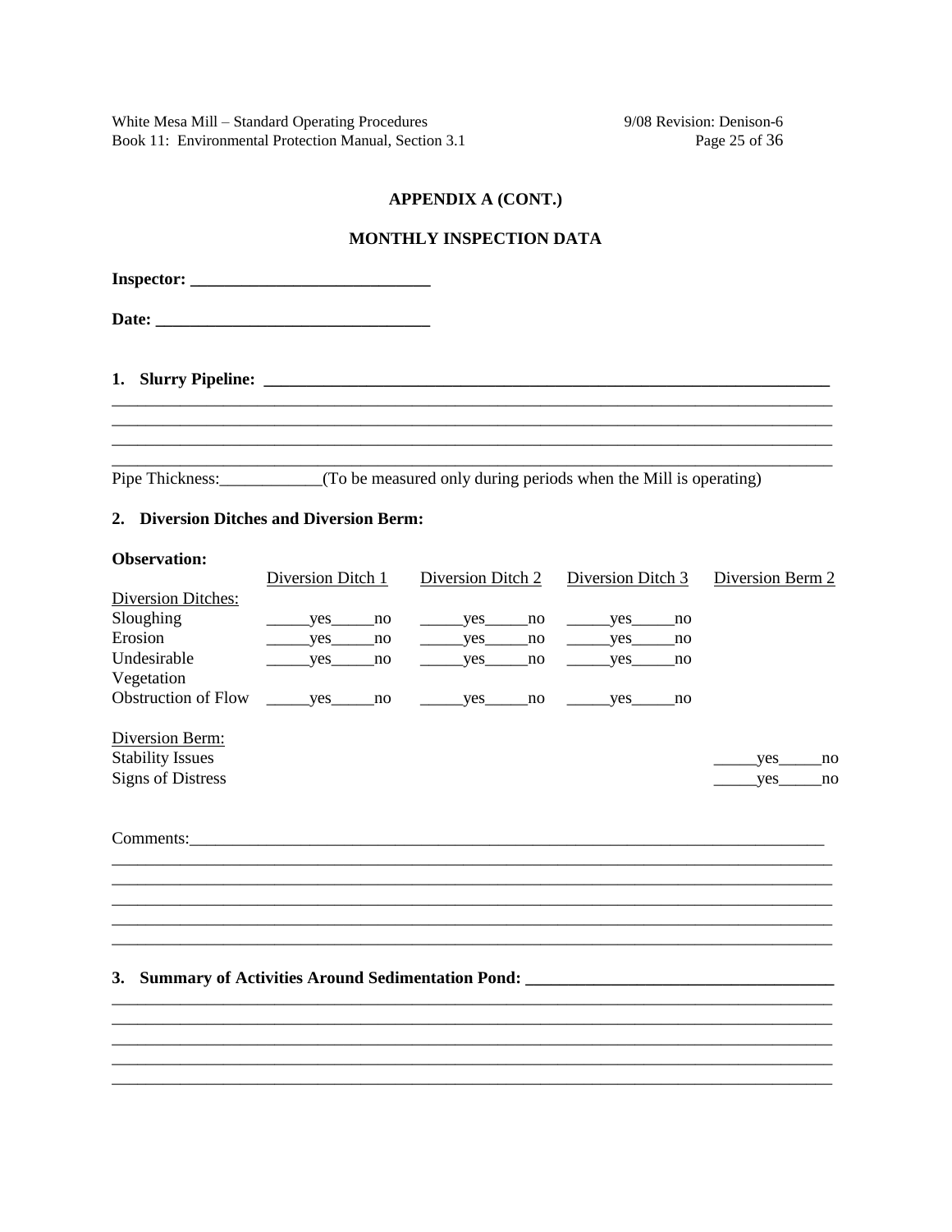## APPENDIX A (CONT.)

## MONTHLY INSPECTION DATA

**Inspector: ____________________________**

**Date: _________________________________**

**1. Slurry Pipeline: ____________________________________________________________________**

_____________________________________________________________________________________

_____________________________________________________________________________________

_____________________________________________________________________________________

_____________________________________________________________________________________

Pipe Thickness:____________(To be measured only during periods when the Mill is operating)

**2. Diversion Ditches and Diversion Berm:**

**Observation:**

| | Diversion Ditch 1 | Diversion Ditch 2 | Diversion Ditch 3 | Diversion Berm 2 |
|---|---|---|---|---|
| Diversion Ditches: | | | | |
| Sloughing | _____yes_____no | _____yes_____no | _____yes_____no | |
| Erosion | _____yes_____no | _____yes_____no | _____yes_____no | |
| Undesirable Vegetation | _____yes_____no | _____yes_____no | _____yes_____no | |
| Obstruction of Flow | _____yes_____no | _____yes_____no | _____yes_____no | |
| Diversion Berm: | | | | |
| Stability Issues | | | | _____yes_____no |
| Signs of Distress | | | | _____yes_____no |

Comments:______________________________________________________________________________

_____________________________________________________________________________________

_____________________________________________________________________________________

_____________________________________________________________________________________

_____________________________________________________________________________________

_____________________________________________________________________________________

**3. Summary of Activities Around Sedimentation Pond: ___________________________________**

_____________________________________________________________________________________

_____________________________________________________________________________________

_____________________________________________________________________________________

_____________________________________________________________________________________

_____________________________________________________________________________________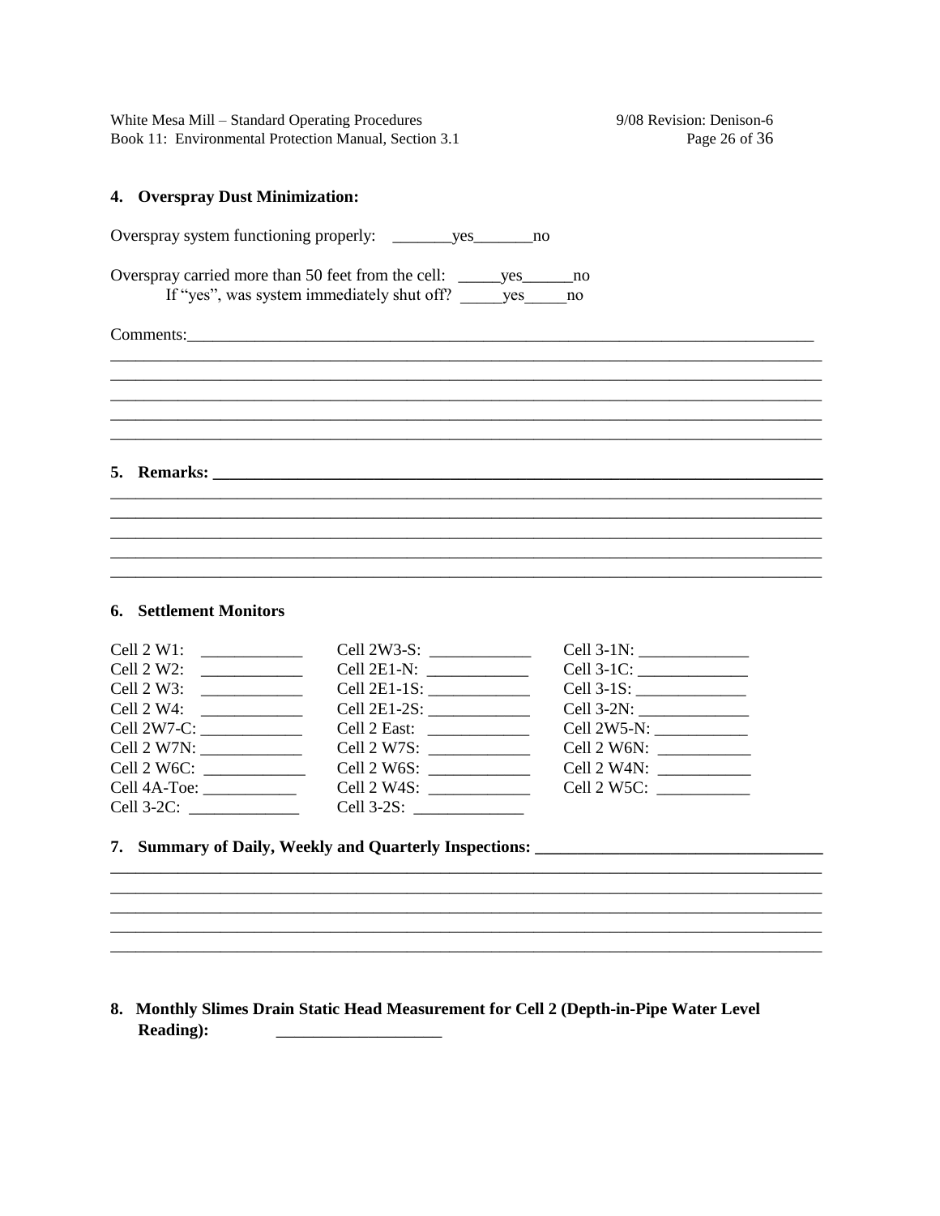### 4. Overspray Dust Minimization:

Overspray system functioning properly: _______yes_______no

Overspray carried more than 50 feet from the cell: _____yes______no

If "yes", was system immediately shut off? _____yes_____no

Comments:_______________________________________________________________________________
_____________________________________________________________________________________
_____________________________________________________________________________________
_____________________________________________________________________________________
_____________________________________________________________________________________
_____________________________________________________________________________________

### 5. Remarks: ___________________________________________________________________________

_____________________________________________________________________________________
_____________________________________________________________________________________
_____________________________________________________________________________________
_____________________________________________________________________________________
_____________________________________________________________________________________

### 6. Settlement Monitors

| | | |
|---|---|---|
| Cell 2 W1: ____________ | Cell 2W3-S: ____________ | Cell 3-1N: _____________ |
| Cell 2 W2: ____________ | Cell 2E1-N: ____________ | Cell 3-1C: _____________ |
| Cell 2 W3: ____________ | Cell 2E1-1S: ____________ | Cell 3-1S: _____________ |
| Cell 2 W4: ____________ | Cell 2E1-2S: ____________ | Cell 3-2N: _____________ |
| Cell 2W7-C: ____________ | Cell 2 East: ____________ | Cell 2W5-N: ___________ |
| Cell 2 W7N: ____________ | Cell 2 W7S: ____________ | Cell 2 W6N: ___________ |
| Cell 2 W6C: ____________ | Cell 2 W6S: ____________ | Cell 2 W4N: ___________ |
| Cell 4A-Toe: ___________ | Cell 2 W4S: ____________ | Cell 2 W5C: ___________ |
| Cell 3-2C: _____________ | Cell 3-2S: _____________ | |

### 7. Summary of Daily, Weekly and Quarterly Inspections: __________________________________

_____________________________________________________________________________________
_____________________________________________________________________________________
_____________________________________________________________________________________
_____________________________________________________________________________________
_____________________________________________________________________________________

### 8. Monthly Slimes Drain Static Head Measurement for Cell 2 (Depth-in-Pipe Water Level Reading): ____________________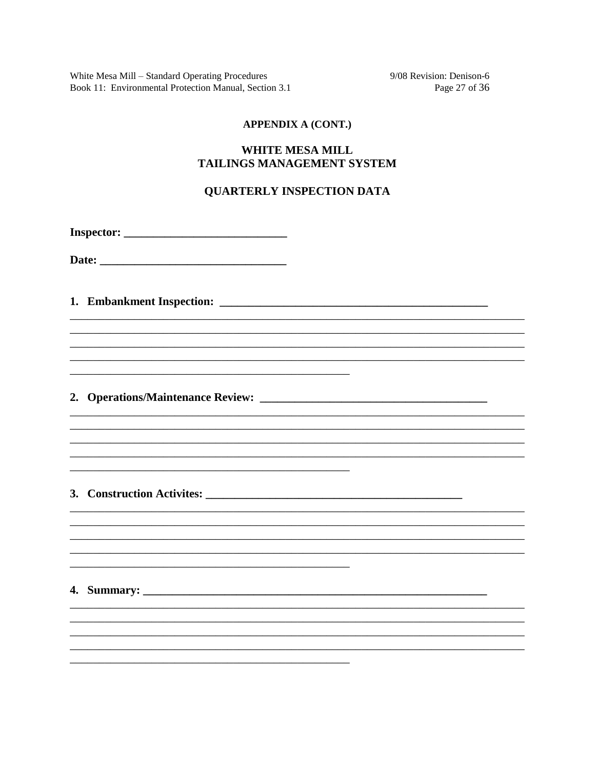**APPENDIX A (CONT.)**

**WHITE MESA MILL**
**TAILINGS MANAGEMENT SYSTEM**

**QUARTERLY INSPECTION DATA**

**Inspector: ____________________________**

**Date: ________________________________**

**1. Embankment Inspection: ______________________________________________**
_______________________________________________________________________________
_______________________________________________________________________________
_______________________________________________________________________________
_______________________________________________________________________________
_________________________________________________

**2. Operations/Maintenance Review: _______________________________________**
_______________________________________________________________________________
_______________________________________________________________________________
_______________________________________________________________________________
_______________________________________________________________________________
_________________________________________________

**3. Construction Activites: ___________________________________________**
_______________________________________________________________________________
_______________________________________________________________________________
_______________________________________________________________________________
_______________________________________________________________________________
_________________________________________________

**4. Summary: ____________________________________________________________**
_______________________________________________________________________________
_______________________________________________________________________________
_______________________________________________________________________________
_______________________________________________________________________________
_________________________________________________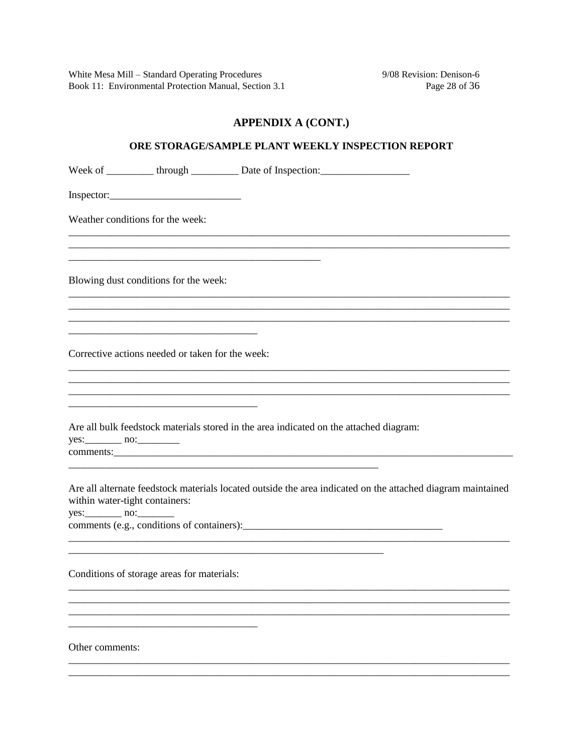## APPENDIX A (CONT.)

### ORE STORAGE/SAMPLE PLANT WEEKLY INSPECTION REPORT

Week of _________ through _________ Date of Inspection:_________________

Inspector:_________________________

Weather conditions for the week:

_____________________________________________________________________________________
_____________________________________________________________________________________
__________________________________________________

Blowing dust conditions for the week:

_____________________________________________________________________________________
_____________________________________________________________________________________
_____________________________________________________________________________________
_____________________________________

Corrective actions needed or taken for the week:

_____________________________________________________________________________________
_____________________________________________________________________________________
_____________________________________________________________________________________
_____________________________________

Are all bulk feedstock materials stored in the area indicated on the attached diagram:
yes:_______ no:________
comments:_____________________________________________________________________________
______________________________________________________________

Are all alternate feedstock materials located outside the area indicated on the attached diagram maintained within water-tight containers:
yes:_______ no:_______
comments (e.g., conditions of containers):_______________________________________
_____________________________________________________________________________________
_______________________________________________________________

Conditions of storage areas for materials:

_____________________________________________________________________________________
_____________________________________________________________________________________
_____________________________________________________________________________________
_____________________________________

Other comments:

_____________________________________________________________________________________
_____________________________________________________________________________________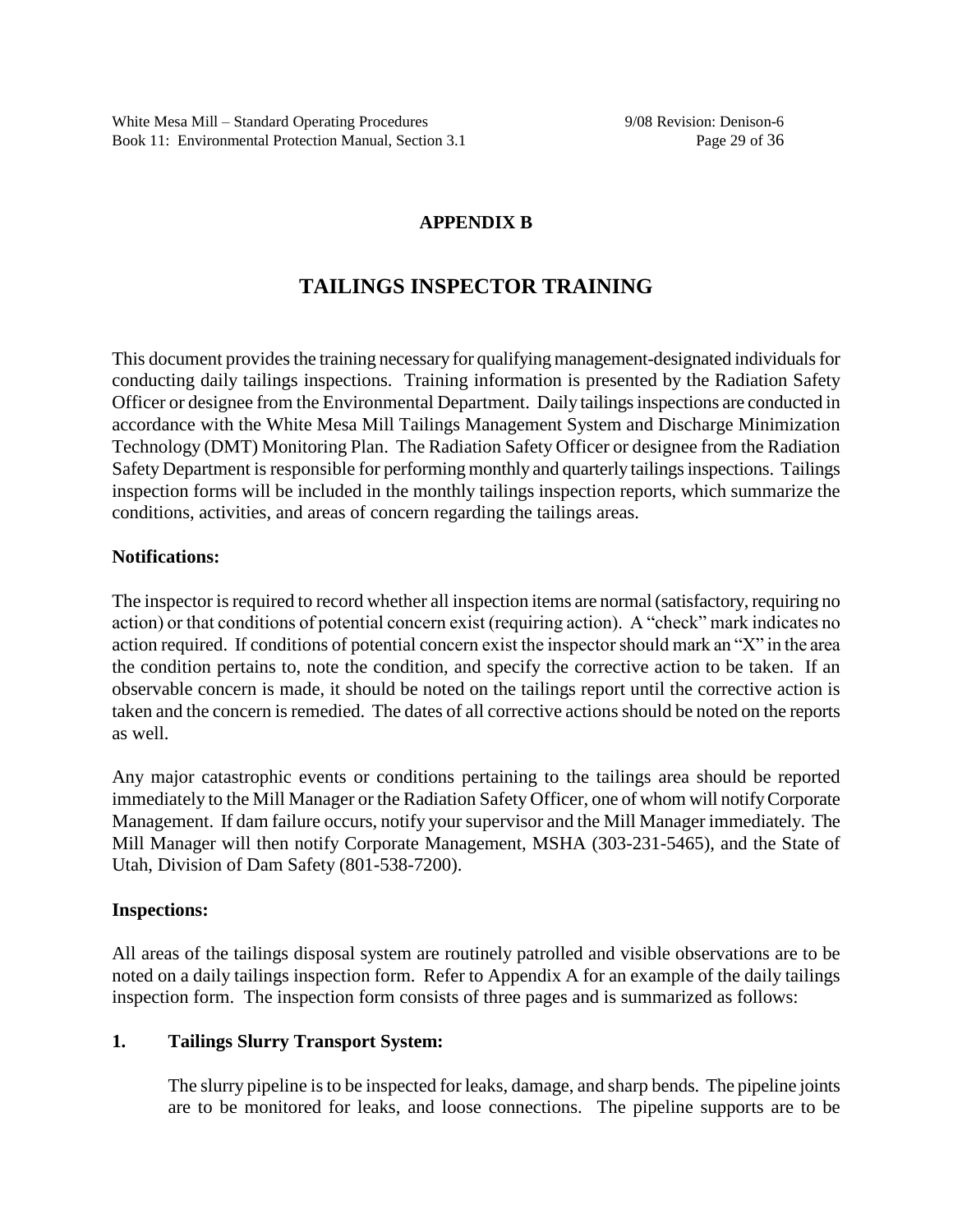# APPENDIX B

## TAILINGS INSPECTOR TRAINING

This document provides the training necessary for qualifying management-designated individuals for conducting daily tailings inspections. Training information is presented by the Radiation Safety Officer or designee from the Environmental Department. Daily tailings inspections are conducted in accordance with the White Mesa Mill Tailings Management System and Discharge Minimization Technology (DMT) Monitoring Plan. The Radiation Safety Officer or designee from the Radiation Safety Department is responsible for performing monthly and quarterly tailings inspections. Tailings inspection forms will be included in the monthly tailings inspection reports, which summarize the conditions, activities, and areas of concern regarding the tailings areas.

**Notifications:**

The inspector is required to record whether all inspection items are normal (satisfactory, requiring no action) or that conditions of potential concern exist (requiring action). A "check" mark indicates no action required. If conditions of potential concern exist the inspector should mark an "X" in the area the condition pertains to, note the condition, and specify the corrective action to be taken. If an observable concern is made, it should be noted on the tailings report until the corrective action is taken and the concern is remedied. The dates of all corrective actions should be noted on the reports as well.

Any major catastrophic events or conditions pertaining to the tailings area should be reported immediately to the Mill Manager or the Radiation Safety Officer, one of whom will notify Corporate Management. If dam failure occurs, notify your supervisor and the Mill Manager immediately. The Mill Manager will then notify Corporate Management, MSHA (303-231-5465), and the State of Utah, Division of Dam Safety (801-538-7200).

**Inspections:**

All areas of the tailings disposal system are routinely patrolled and visible observations are to be noted on a daily tailings inspection form. Refer to Appendix A for an example of the daily tailings inspection form. The inspection form consists of three pages and is summarized as follows:

**1. Tailings Slurry Transport System:**

The slurry pipeline is to be inspected for leaks, damage, and sharp bends. The pipeline joints are to be monitored for leaks, and loose connections. The pipeline supports are to be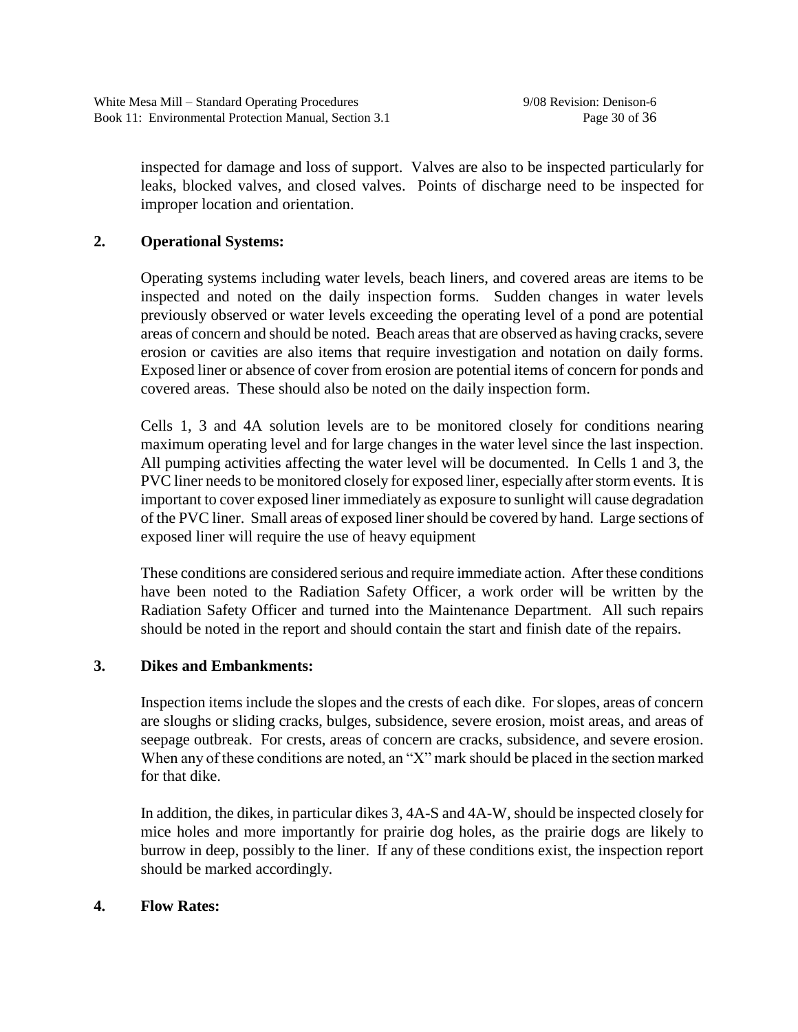inspected for damage and loss of support. Valves are also to be inspected particularly for leaks, blocked valves, and closed valves. Points of discharge need to be inspected for improper location and orientation.

**2. Operational Systems:**

Operating systems including water levels, beach liners, and covered areas are items to be inspected and noted on the daily inspection forms. Sudden changes in water levels previously observed or water levels exceeding the operating level of a pond are potential areas of concern and should be noted. Beach areas that are observed as having cracks, severe erosion or cavities are also items that require investigation and notation on daily forms. Exposed liner or absence of cover from erosion are potential items of concern for ponds and covered areas. These should also be noted on the daily inspection form.

Cells 1, 3 and 4A solution levels are to be monitored closely for conditions nearing maximum operating level and for large changes in the water level since the last inspection. All pumping activities affecting the water level will be documented. In Cells 1 and 3, the PVC liner needs to be monitored closely for exposed liner, especially after storm events. It is important to cover exposed liner immediately as exposure to sunlight will cause degradation of the PVC liner. Small areas of exposed liner should be covered by hand. Large sections of exposed liner will require the use of heavy equipment

These conditions are considered serious and require immediate action. After these conditions have been noted to the Radiation Safety Officer, a work order will be written by the Radiation Safety Officer and turned into the Maintenance Department. All such repairs should be noted in the report and should contain the start and finish date of the repairs.

**3. Dikes and Embankments:**

Inspection items include the slopes and the crests of each dike. For slopes, areas of concern are sloughs or sliding cracks, bulges, subsidence, severe erosion, moist areas, and areas of seepage outbreak. For crests, areas of concern are cracks, subsidence, and severe erosion. When any of these conditions are noted, an "X" mark should be placed in the section marked for that dike.

In addition, the dikes, in particular dikes 3, 4A-S and 4A-W, should be inspected closely for mice holes and more importantly for prairie dog holes, as the prairie dogs are likely to burrow in deep, possibly to the liner. If any of these conditions exist, the inspection report should be marked accordingly.

**4. Flow Rates:**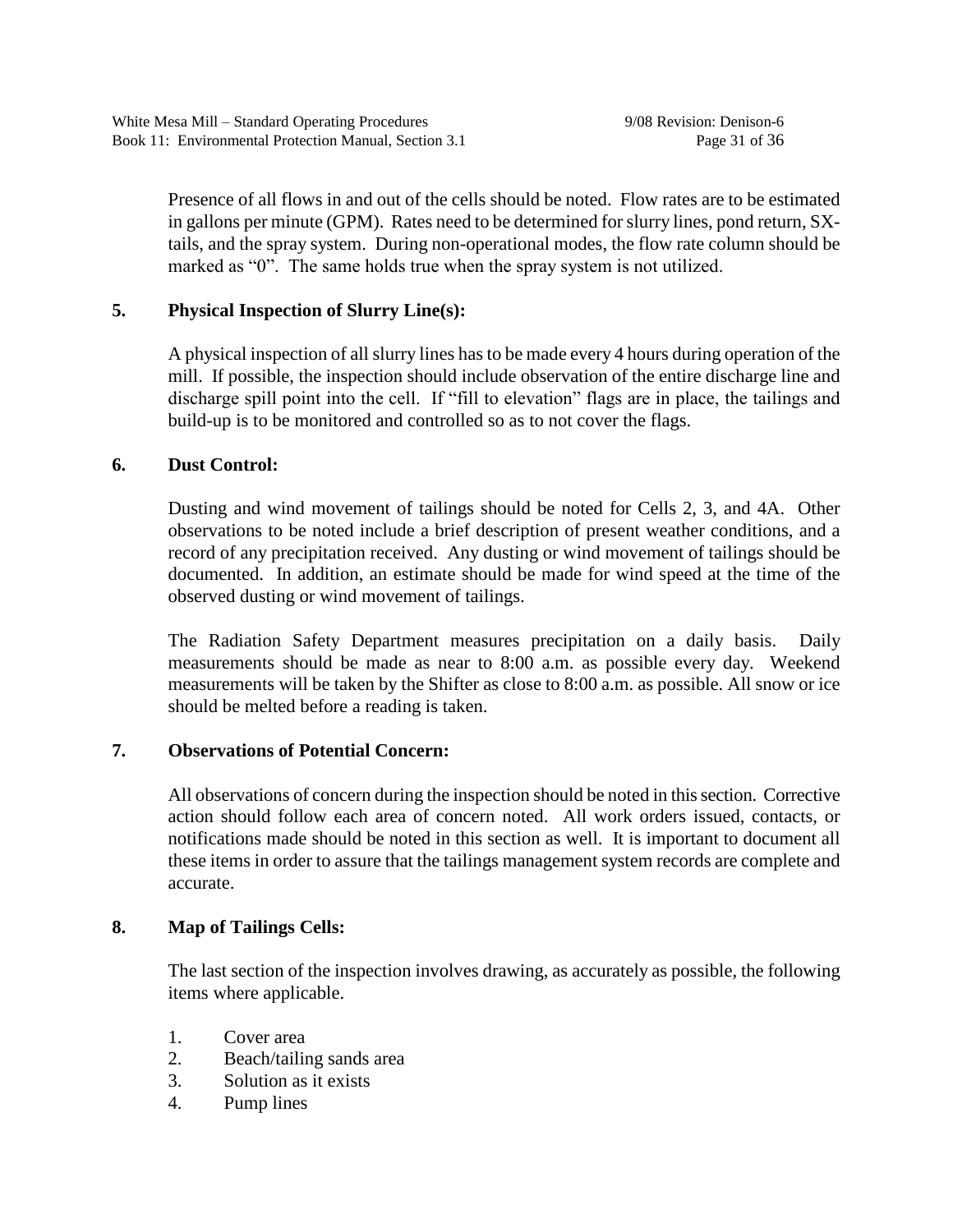Presence of all flows in and out of the cells should be noted. Flow rates are to be estimated in gallons per minute (GPM). Rates need to be determined for slurry lines, pond return, SX-tails, and the spray system. During non-operational modes, the flow rate column should be marked as "0". The same holds true when the spray system is not utilized.

**5. Physical Inspection of Slurry Line(s):**

A physical inspection of all slurry lines has to be made every 4 hours during operation of the mill. If possible, the inspection should include observation of the entire discharge line and discharge spill point into the cell. If "fill to elevation" flags are in place, the tailings and build-up is to be monitored and controlled so as to not cover the flags.

**6. Dust Control:**

Dusting and wind movement of tailings should be noted for Cells 2, 3, and 4A. Other observations to be noted include a brief description of present weather conditions, and a record of any precipitation received. Any dusting or wind movement of tailings should be documented. In addition, an estimate should be made for wind speed at the time of the observed dusting or wind movement of tailings.

The Radiation Safety Department measures precipitation on a daily basis. Daily measurements should be made as near to 8:00 a.m. as possible every day. Weekend measurements will be taken by the Shifter as close to 8:00 a.m. as possible. All snow or ice should be melted before a reading is taken.

**7. Observations of Potential Concern:**

All observations of concern during the inspection should be noted in this section. Corrective action should follow each area of concern noted. All work orders issued, contacts, or notifications made should be noted in this section as well. It is important to document all these items in order to assure that the tailings management system records are complete and accurate.

**8. Map of Tailings Cells:**

The last section of the inspection involves drawing, as accurately as possible, the following items where applicable.

1. Cover area
2. Beach/tailing sands area
3. Solution as it exists
4. Pump lines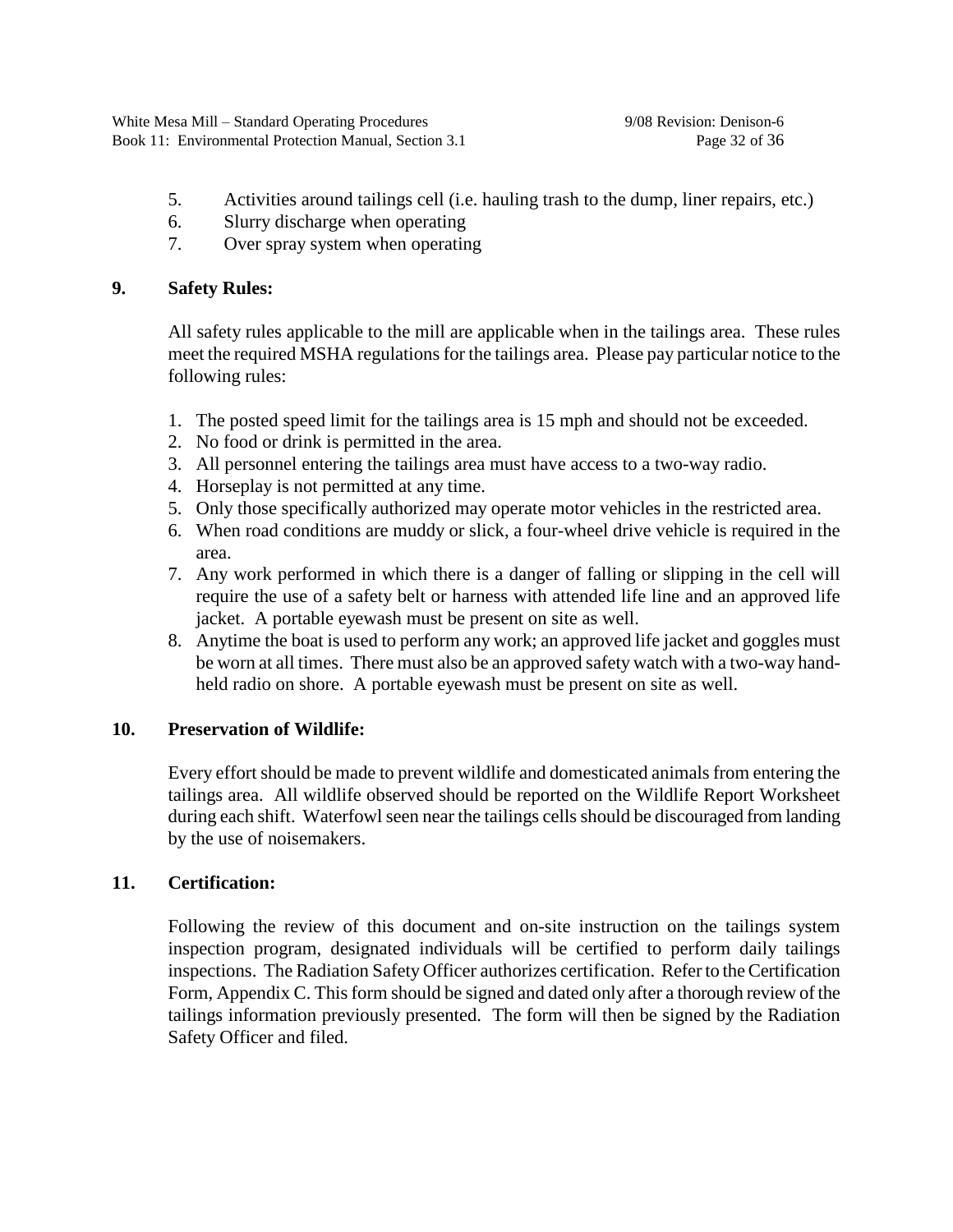5. Activities around tailings cell (i.e. hauling trash to the dump, liner repairs, etc.)
6. Slurry discharge when operating
7. Over spray system when operating

## 9. Safety Rules:

All safety rules applicable to the mill are applicable when in the tailings area. These rules meet the required MSHA regulations for the tailings area. Please pay particular notice to the following rules:

1. The posted speed limit for the tailings area is 15 mph and should not be exceeded.
2. No food or drink is permitted in the area.
3. All personnel entering the tailings area must have access to a two-way radio.
4. Horseplay is not permitted at any time.
5. Only those specifically authorized may operate motor vehicles in the restricted area.
6. When road conditions are muddy or slick, a four-wheel drive vehicle is required in the area.
7. Any work performed in which there is a danger of falling or slipping in the cell will require the use of a safety belt or harness with attended life line and an approved life jacket. A portable eyewash must be present on site as well.
8. Anytime the boat is used to perform any work; an approved life jacket and goggles must be worn at all times. There must also be an approved safety watch with a two-way hand-held radio on shore. A portable eyewash must be present on site as well.

## 10. Preservation of Wildlife:

Every effort should be made to prevent wildlife and domesticated animals from entering the tailings area. All wildlife observed should be reported on the Wildlife Report Worksheet during each shift. Waterfowl seen near the tailings cells should be discouraged from landing by the use of noisemakers.

## 11. Certification:

Following the review of this document and on-site instruction on the tailings system inspection program, designated individuals will be certified to perform daily tailings inspections. The Radiation Safety Officer authorizes certification. Refer to the Certification Form, Appendix C. This form should be signed and dated only after a thorough review of the tailings information previously presented. The form will then be signed by the Radiation Safety Officer and filed.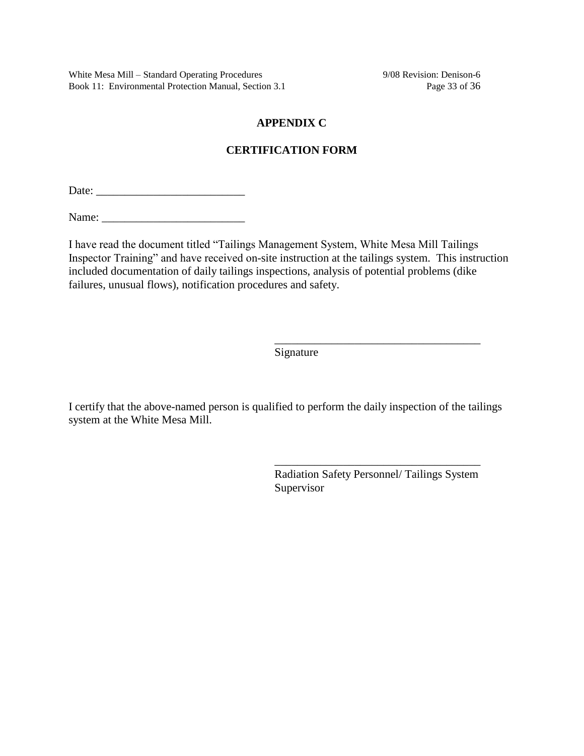# APPENDIX C

## CERTIFICATION FORM

Date: __________________________

Name: _________________________

I have read the document titled "Tailings Management System, White Mesa Mill Tailings Inspector Training" and have received on-site instruction at the tailings system. This instruction included documentation of daily tailings inspections, analysis of potential problems (dike failures, unusual flows), notification procedures and safety.

____________________________________
Signature

I certify that the above-named person is qualified to perform the daily inspection of the tailings system at the White Mesa Mill.

____________________________________
Radiation Safety Personnel/ Tailings System Supervisor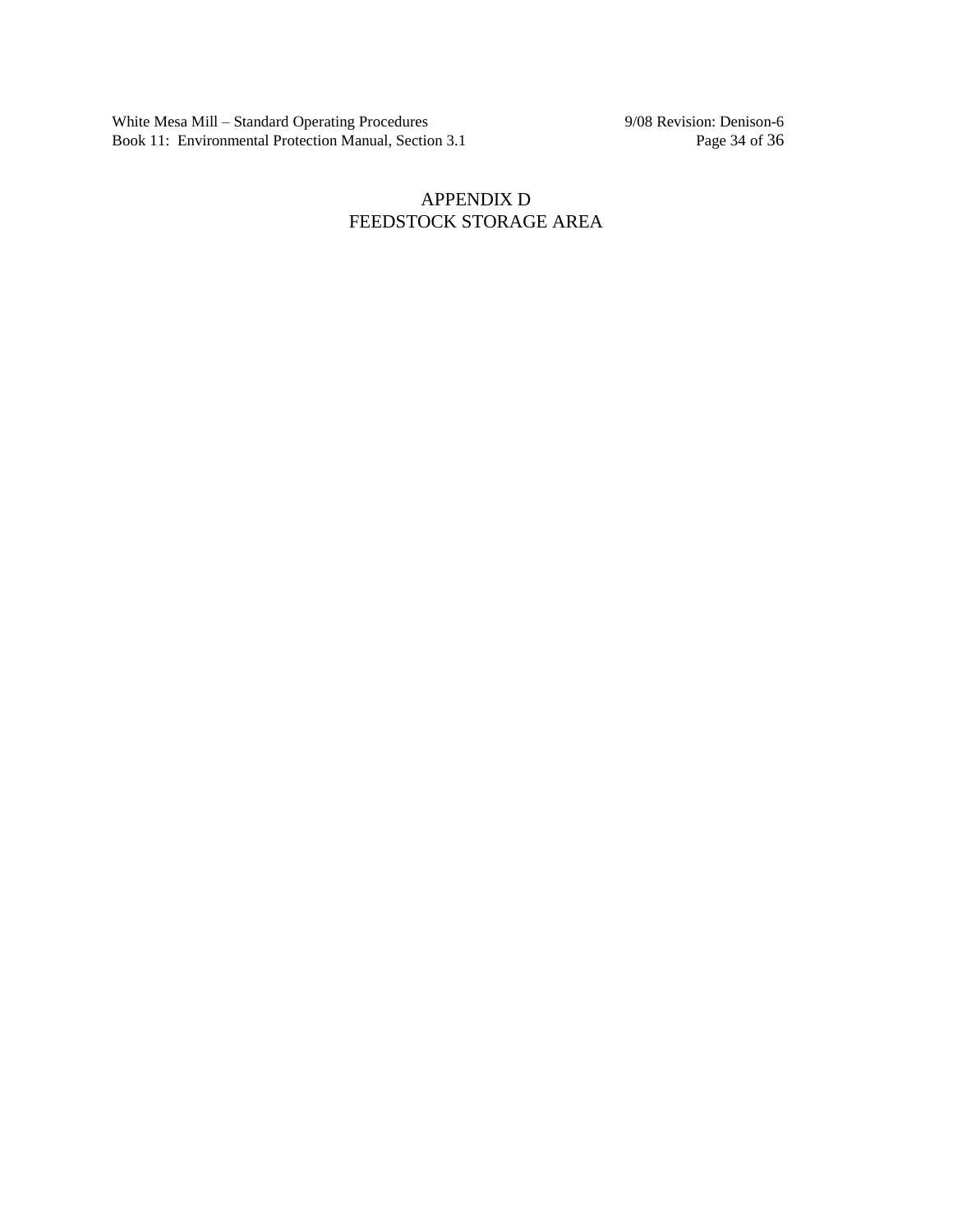# APPENDIX D
# FEEDSTOCK STORAGE AREA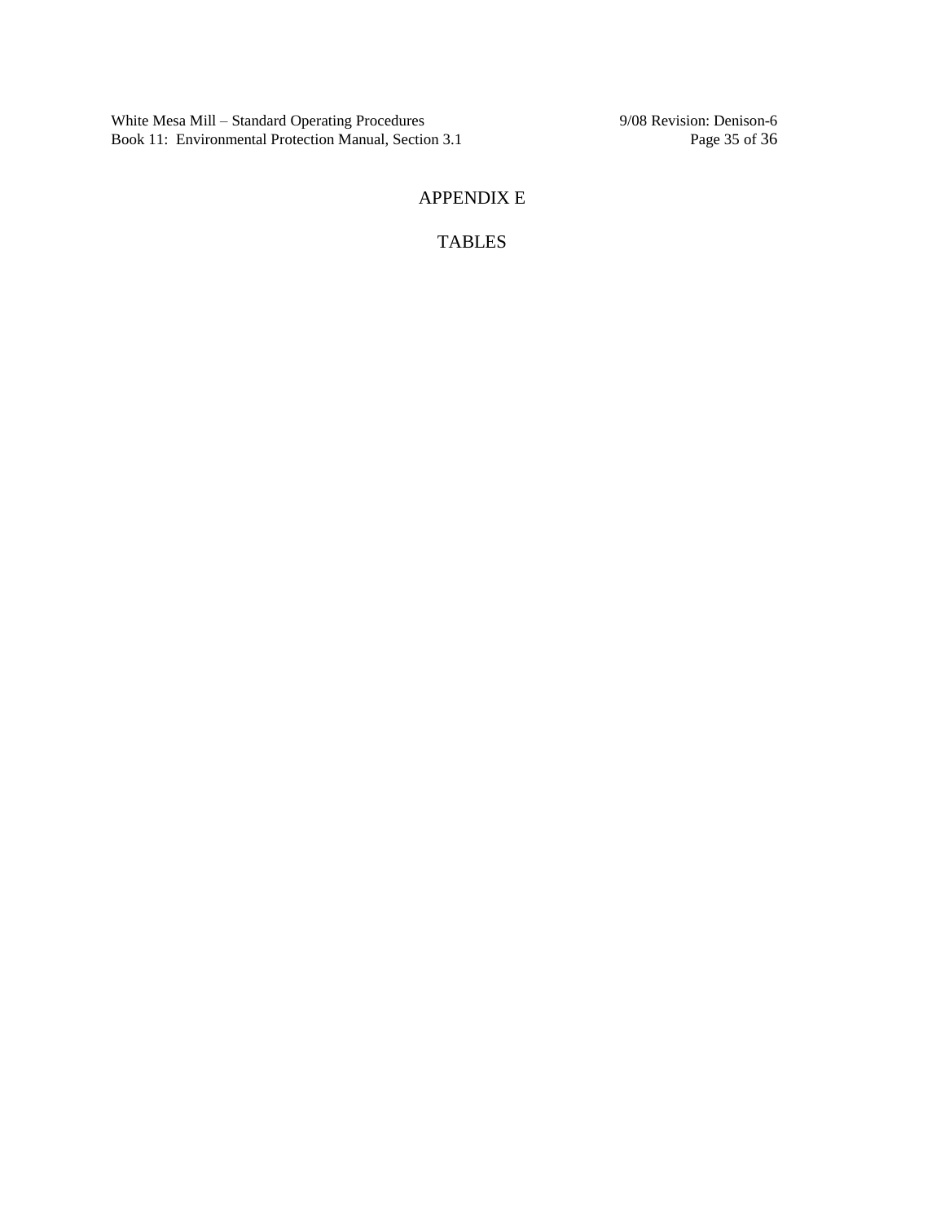# APPENDIX E

# TABLES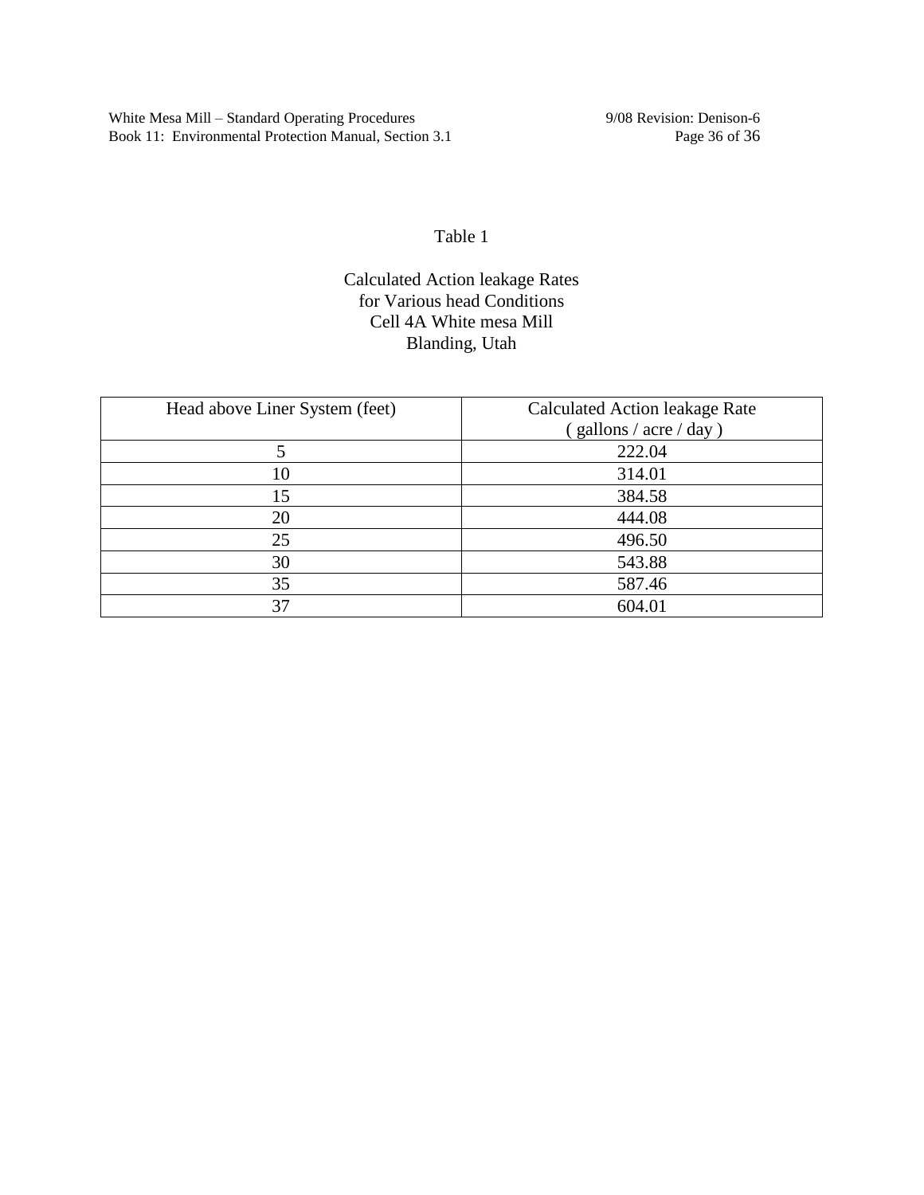Table 1

Calculated Action leakage Rates
for Various head Conditions
Cell 4A White mesa Mill
Blanding, Utah

| Head above Liner System (feet) | Calculated Action leakage Rate ( gallons / acre / day ) |
|---|---|
| 5 | 222.04 |
| 10 | 314.01 |
| 15 | 384.58 |
| 20 | 444.08 |
| 25 | 496.50 |
| 30 | 543.88 |
| 35 | 587.46 |
| 37 | 604.01 |